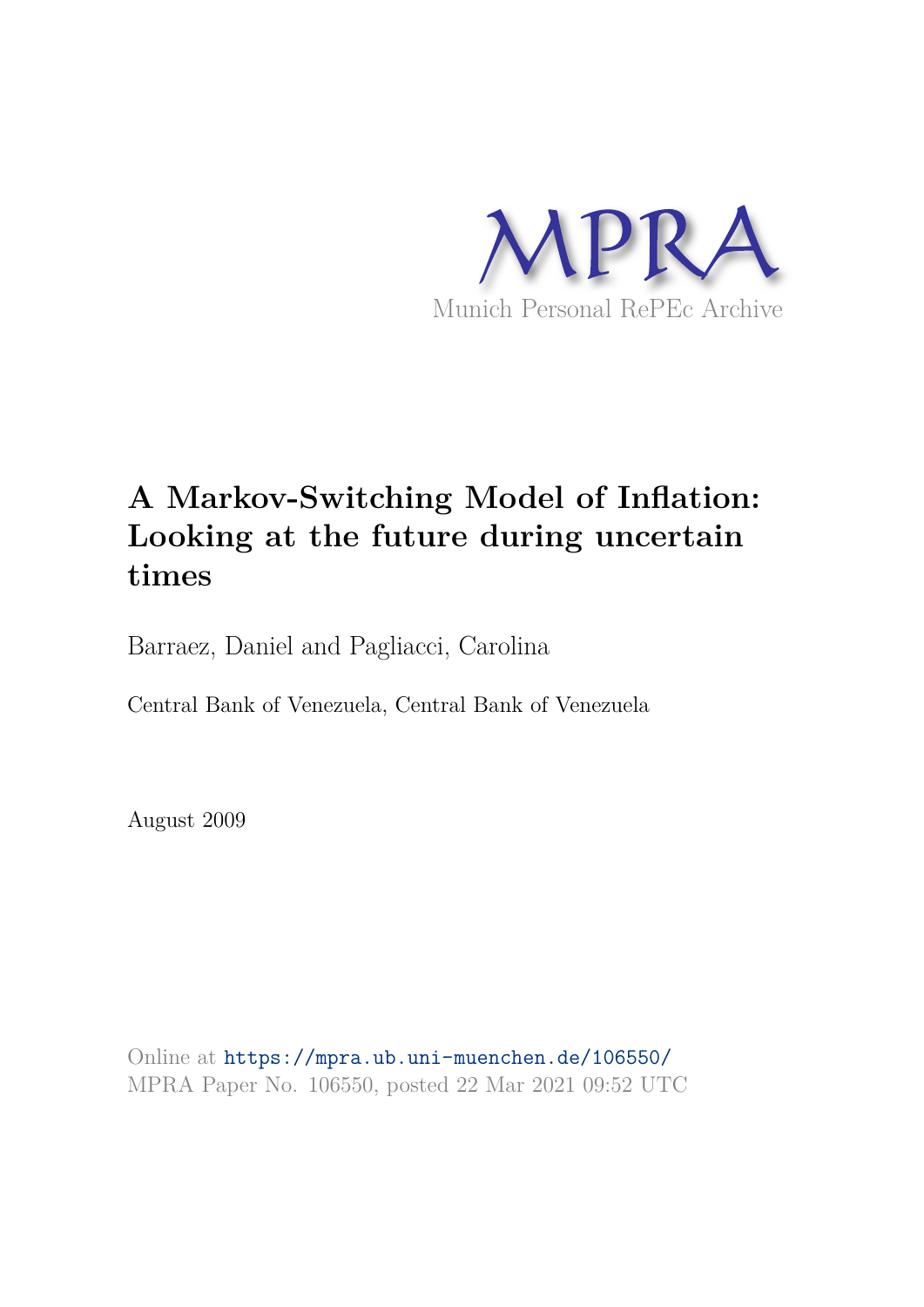MPRA

Munich Personal RePEc Archive

# A Markov-Switching Model of Inflation: Looking at the future during uncertain times

Barraez, Daniel and Pagliacci, Carolina

Central Bank of Venezuela, Central Bank of Venezuela

August 2009

Online at https://mpra.ub.uni-muenchen.de/106550/
MPRA Paper No. 106550, posted 22 Mar 2021 09:52 UTC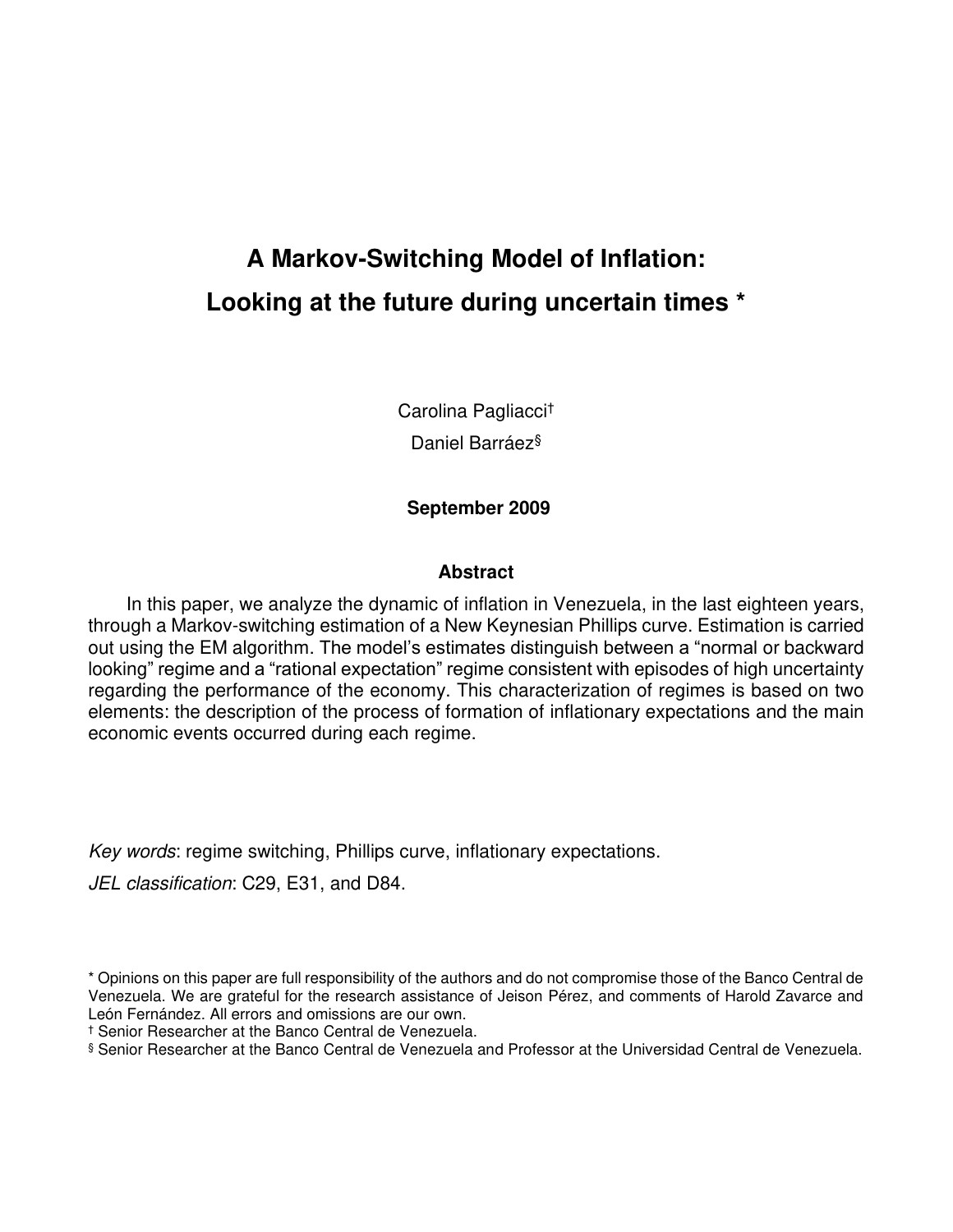# A Markov-Switching Model of Inflation: Looking at the future during uncertain times *

Carolina Pagliacci†

Daniel Barráez§

**September 2009**

### Abstract

In this paper, we analyze the dynamic of inflation in Venezuela, in the last eighteen years, through a Markov-switching estimation of a New Keynesian Phillips curve. Estimation is carried out using the EM algorithm. The model's estimates distinguish between a "normal or backward looking" regime and a "rational expectation" regime consistent with episodes of high uncertainty regarding the performance of the economy. This characterization of regimes is based on two elements: the description of the process of formation of inflationary expectations and the main economic events occurred during each regime.

*Key words*: regime switching, Phillips curve, inflationary expectations.

*JEL classification*: C29, E31, and D84.

* Opinions on this paper are full responsibility of the authors and do not compromise those of the Banco Central de Venezuela. We are grateful for the research assistance of Jeison Pérez, and comments of Harold Zavarce and León Fernández. All errors and omissions are our own.

† Senior Researcher at the Banco Central de Venezuela.

§ Senior Researcher at the Banco Central de Venezuela and Professor at the Universidad Central de Venezuela.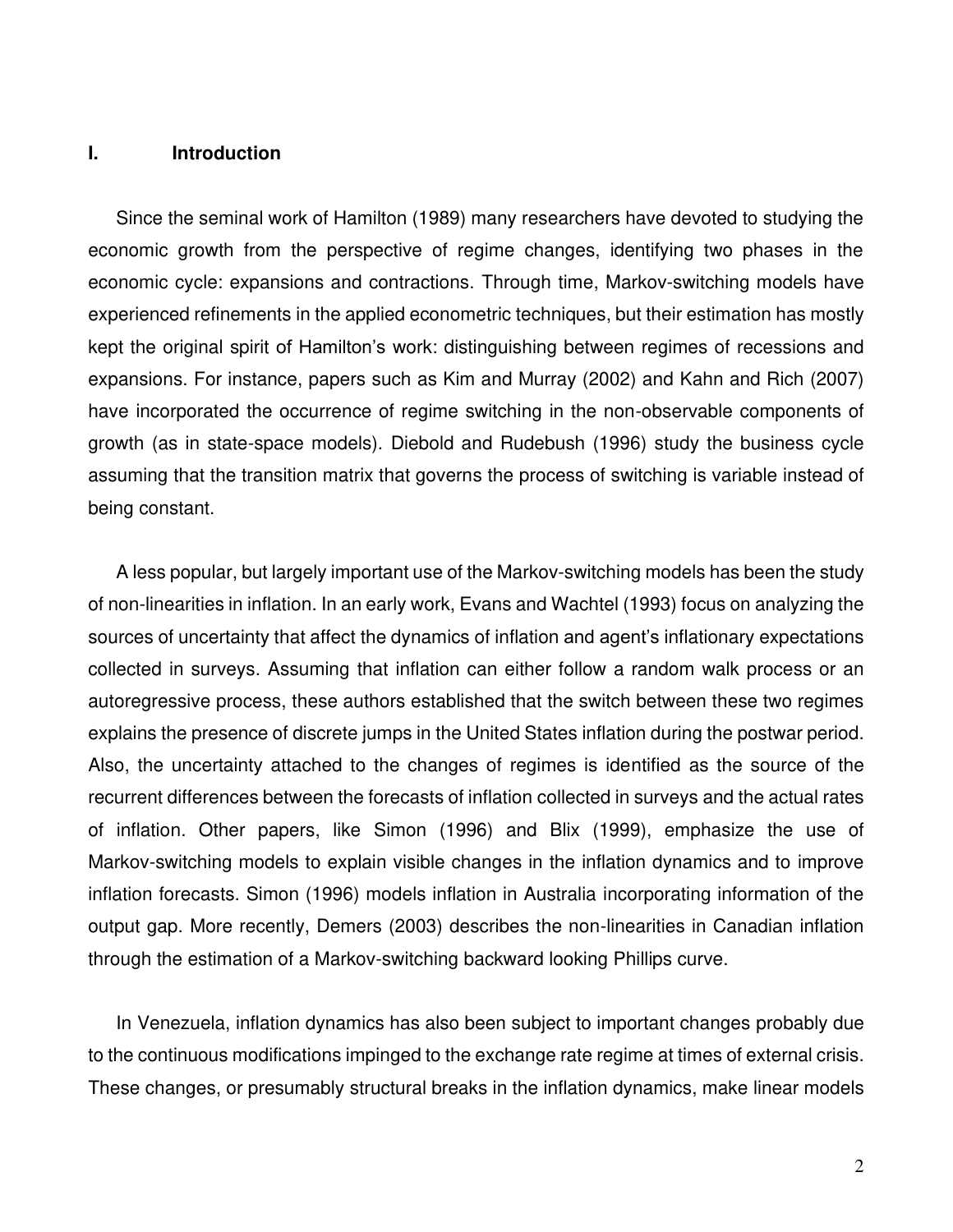## I. Introduction

Since the seminal work of Hamilton (1989) many researchers have devoted to studying the economic growth from the perspective of regime changes, identifying two phases in the economic cycle: expansions and contractions. Through time, Markov-switching models have experienced refinements in the applied econometric techniques, but their estimation has mostly kept the original spirit of Hamilton's work: distinguishing between regimes of recessions and expansions. For instance, papers such as Kim and Murray (2002) and Kahn and Rich (2007) have incorporated the occurrence of regime switching in the non-observable components of growth (as in state-space models). Diebold and Rudebush (1996) study the business cycle assuming that the transition matrix that governs the process of switching is variable instead of being constant.

A less popular, but largely important use of the Markov-switching models has been the study of non-linearities in inflation. In an early work, Evans and Wachtel (1993) focus on analyzing the sources of uncertainty that affect the dynamics of inflation and agent's inflationary expectations collected in surveys. Assuming that inflation can either follow a random walk process or an autoregressive process, these authors established that the switch between these two regimes explains the presence of discrete jumps in the United States inflation during the postwar period. Also, the uncertainty attached to the changes of regimes is identified as the source of the recurrent differences between the forecasts of inflation collected in surveys and the actual rates of inflation. Other papers, like Simon (1996) and Blix (1999), emphasize the use of Markov-switching models to explain visible changes in the inflation dynamics and to improve inflation forecasts. Simon (1996) models inflation in Australia incorporating information of the output gap. More recently, Demers (2003) describes the non-linearities in Canadian inflation through the estimation of a Markov-switching backward looking Phillips curve.

In Venezuela, inflation dynamics has also been subject to important changes probably due to the continuous modifications impinged to the exchange rate regime at times of external crisis. These changes, or presumably structural breaks in the inflation dynamics, make linear models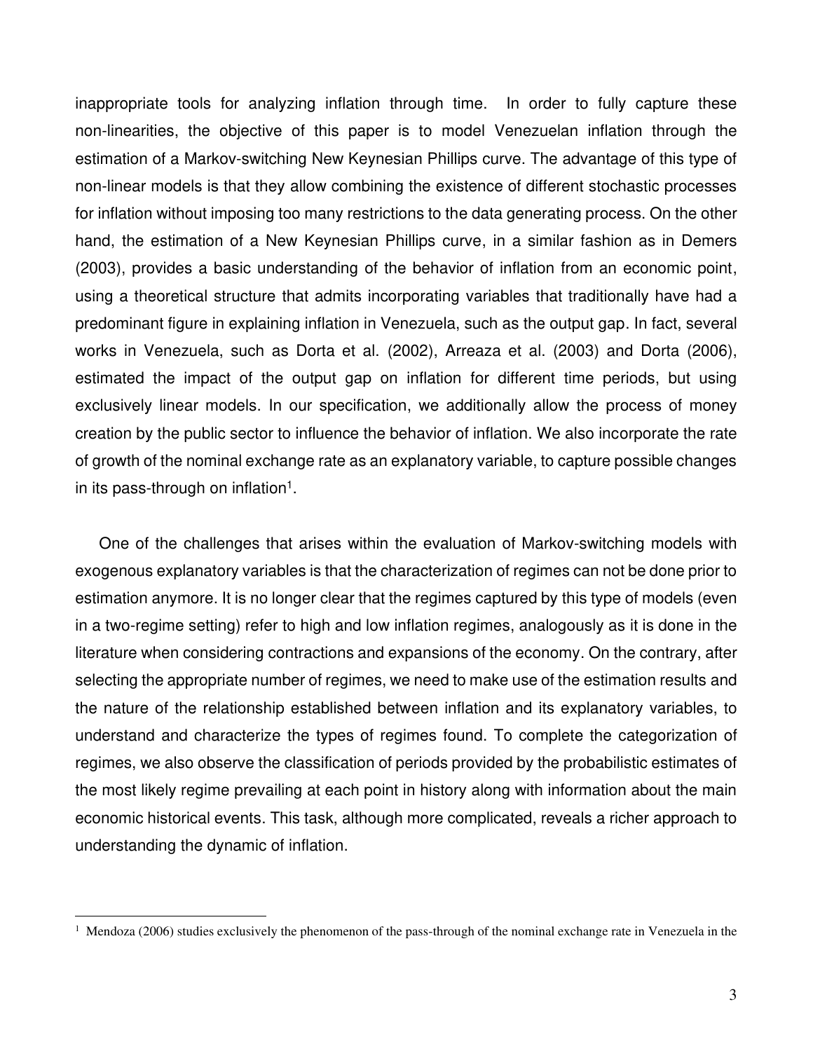inappropriate tools for analyzing inflation through time. In order to fully capture these non-linearities, the objective of this paper is to model Venezuelan inflation through the estimation of a Markov-switching New Keynesian Phillips curve. The advantage of this type of non-linear models is that they allow combining the existence of different stochastic processes for inflation without imposing too many restrictions to the data generating process. On the other hand, the estimation of a New Keynesian Phillips curve, in a similar fashion as in Demers (2003), provides a basic understanding of the behavior of inflation from an economic point, using a theoretical structure that admits incorporating variables that traditionally have had a predominant figure in explaining inflation in Venezuela, such as the output gap. In fact, several works in Venezuela, such as Dorta et al. (2002), Arreaza et al. (2003) and Dorta (2006), estimated the impact of the output gap on inflation for different time periods, but using exclusively linear models. In our specification, we additionally allow the process of money creation by the public sector to influence the behavior of inflation. We also incorporate the rate of growth of the nominal exchange rate as an explanatory variable, to capture possible changes in its pass-through on inflation[1].

One of the challenges that arises within the evaluation of Markov-switching models with exogenous explanatory variables is that the characterization of regimes can not be done prior to estimation anymore. It is no longer clear that the regimes captured by this type of models (even in a two-regime setting) refer to high and low inflation regimes, analogously as it is done in the literature when considering contractions and expansions of the economy. On the contrary, after selecting the appropriate number of regimes, we need to make use of the estimation results and the nature of the relationship established between inflation and its explanatory variables, to understand and characterize the types of regimes found. To complete the categorization of regimes, we also observe the classification of periods provided by the probabilistic estimates of the most likely regime prevailing at each point in history along with information about the main economic historical events. This task, although more complicated, reveals a richer approach to understanding the dynamic of inflation.

[1] Mendoza (2006) studies exclusively the phenomenon of the pass-through of the nominal exchange rate in Venezuela in the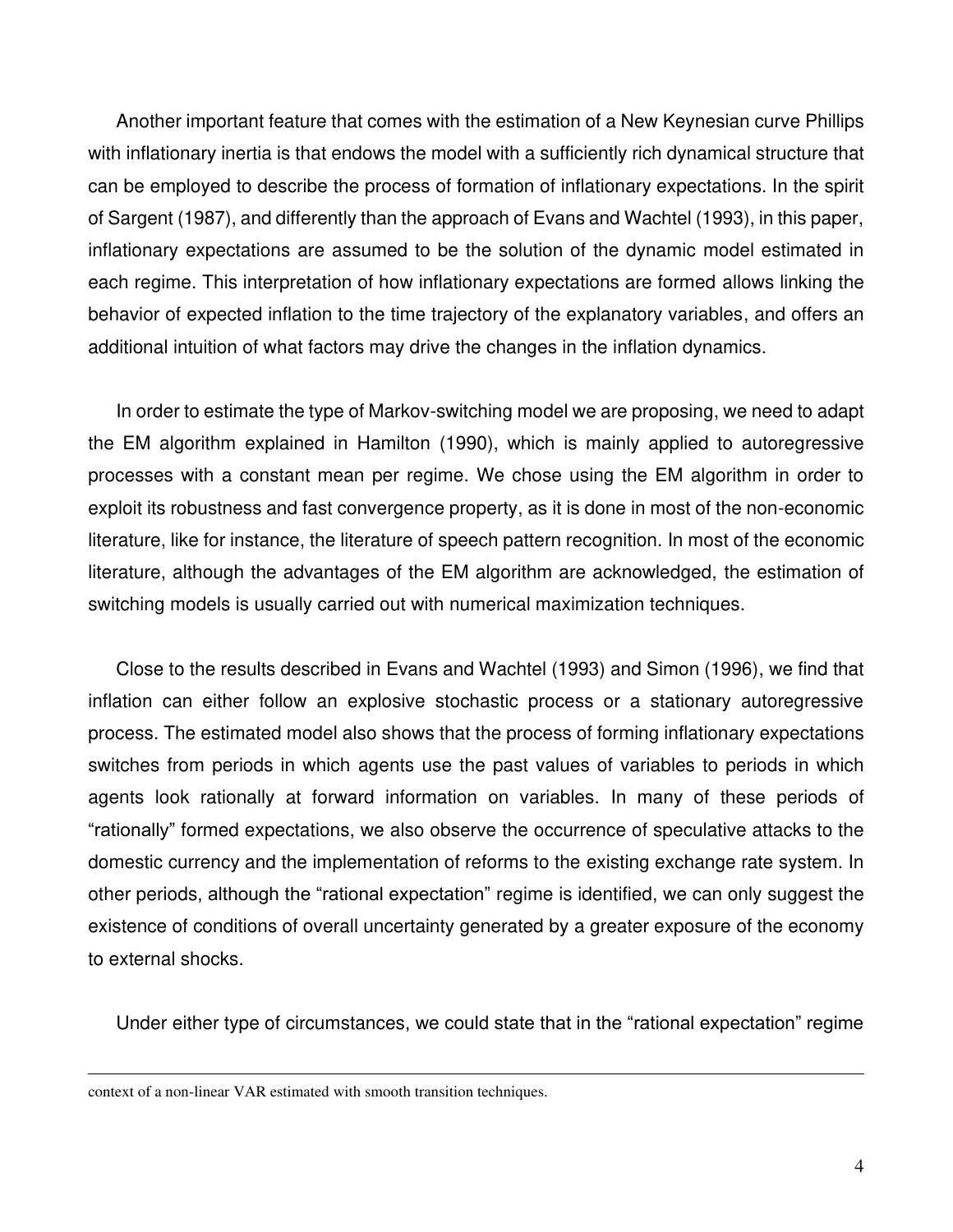Another important feature that comes with the estimation of a New Keynesian curve Phillips with inflationary inertia is that endows the model with a sufficiently rich dynamical structure that can be employed to describe the process of formation of inflationary expectations. In the spirit of Sargent (1987), and differently than the approach of Evans and Wachtel (1993), in this paper, inflationary expectations are assumed to be the solution of the dynamic model estimated in each regime. This interpretation of how inflationary expectations are formed allows linking the behavior of expected inflation to the time trajectory of the explanatory variables, and offers an additional intuition of what factors may drive the changes in the inflation dynamics.

In order to estimate the type of Markov-switching model we are proposing, we need to adapt the EM algorithm explained in Hamilton (1990), which is mainly applied to autoregressive processes with a constant mean per regime. We chose using the EM algorithm in order to exploit its robustness and fast convergence property, as it is done in most of the non-economic literature, like for instance, the literature of speech pattern recognition. In most of the economic literature, although the advantages of the EM algorithm are acknowledged, the estimation of switching models is usually carried out with numerical maximization techniques.

Close to the results described in Evans and Wachtel (1993) and Simon (1996), we find that inflation can either follow an explosive stochastic process or a stationary autoregressive process. The estimated model also shows that the process of forming inflationary expectations switches from periods in which agents use the past values of variables to periods in which agents look rationally at forward information on variables. In many of these periods of "rationally" formed expectations, we also observe the occurrence of speculative attacks to the domestic currency and the implementation of reforms to the existing exchange rate system. In other periods, although the "rational expectation" regime is identified, we can only suggest the existence of conditions of overall uncertainty generated by a greater exposure of the economy to external shocks.

Under either type of circumstances, we could state that in the "rational expectation" regime

---

context of a non-linear VAR estimated with smooth transition techniques.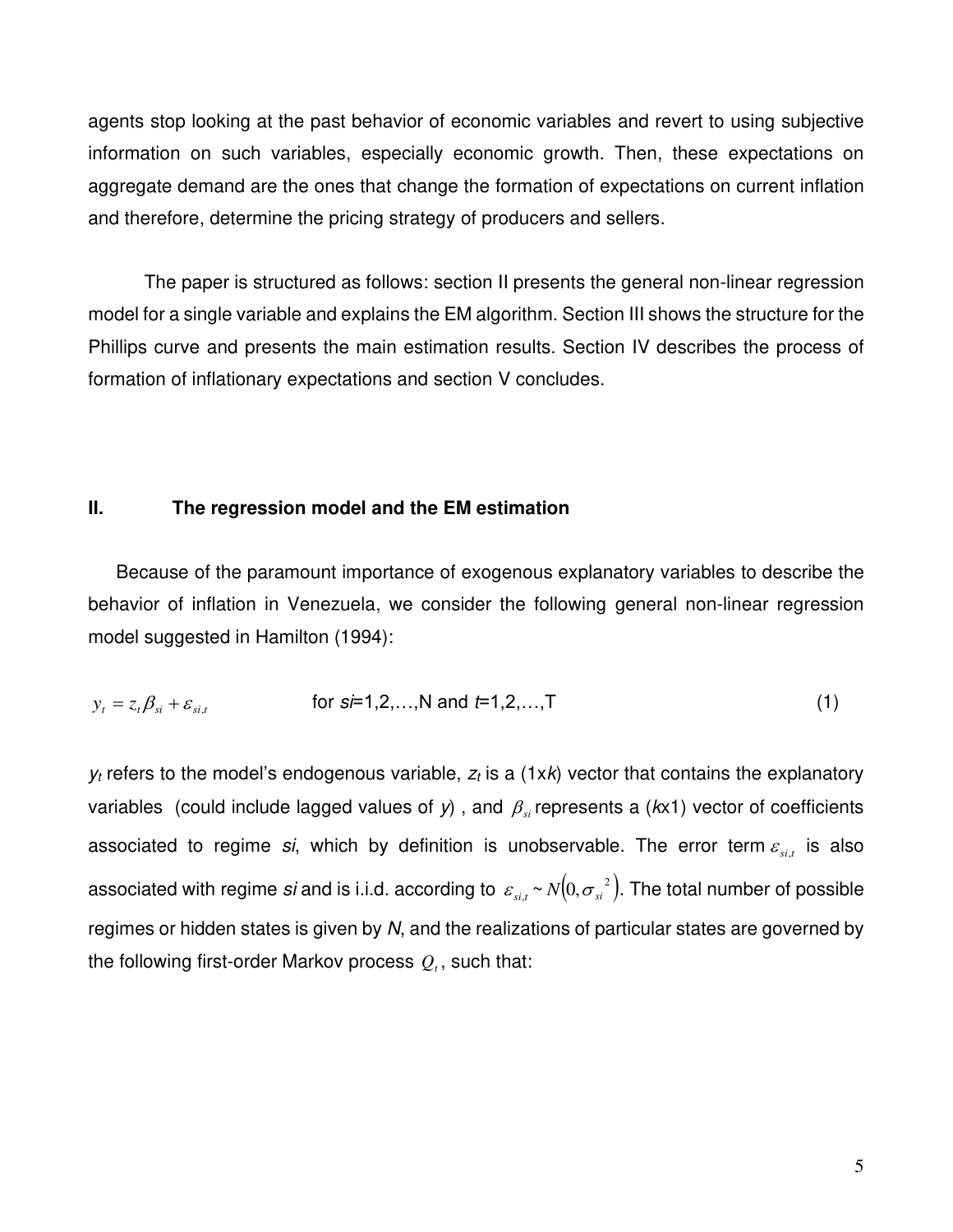agents stop looking at the past behavior of economic variables and revert to using subjective information on such variables, especially economic growth. Then, these expectations on aggregate demand are the ones that change the formation of expectations on current inflation and therefore, determine the pricing strategy of producers and sellers.

The paper is structured as follows: section II presents the general non-linear regression model for a single variable and explains the EM algorithm. Section III shows the structure for the Phillips curve and presents the main estimation results. Section IV describes the process of formation of inflationary expectations and section V concludes.

## II. The regression model and the EM estimation

Because of the paramount importance of exogenous explanatory variables to describe the behavior of inflation in Venezuela, we consider the following general non-linear regression model suggested in Hamilton (1994):

$$y_t = z_t \beta_{si} + \varepsilon_{si,t} \qquad \text{for } si=1,2,\ldots,N \text{ and } t=1,2,\ldots,T \tag{1}$$

$y_t$ refers to the model's endogenous variable, $z_t$ is a (1x$k$) vector that contains the explanatory variables (could include lagged values of $y$), and $\beta_{si}$ represents a ($k$x1) vector of coefficients associated to regime $si$, which by definition is unobservable. The error term $\varepsilon_{si,t}$ is also associated with regime $si$ and is i.i.d. according to $\varepsilon_{si,t} \sim N\left(0, \sigma_{si}^{2}\right)$. The total number of possible regimes or hidden states is given by $N$, and the realizations of particular states are governed by the following first-order Markov process $Q_t$, such that: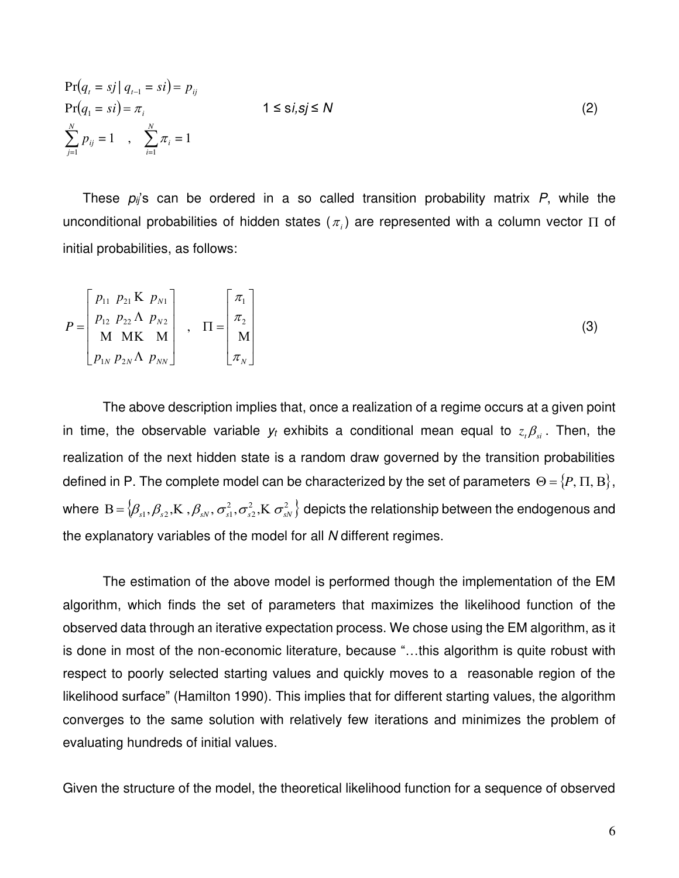$$
\begin{aligned}
&\Pr(q_t = sj \mid q_{t-1} = si) = p_{ij} \\
&\Pr(q_1 = si) = \pi_i \qquad\qquad\qquad 1 \leq si, sj \leq N \\
&\sum_{j=1}^{N} p_{ij} = 1 \quad , \quad \sum_{i=1}^{N} \pi_i = 1
\end{aligned}
\tag{2}
$$

These $p_{ij}$'s can be ordered in a so called transition probability matrix $P$, while the unconditional probabilities of hidden states ($\pi_i$) are represented with a column vector $\Pi$ of initial probabilities, as follows:

$$
P = \begin{bmatrix} p_{11} & p_{21} & \cdots & p_{N1} \\ p_{12} & p_{22} & \cdots & p_{N2} \\ \vdots & \vdots & \ddots & \vdots \\ p_{1N} & p_{2N} & \cdots & p_{NN} \end{bmatrix} \quad , \quad \Pi = \begin{bmatrix} \pi_1 \\ \pi_2 \\ \vdots \\ \pi_N \end{bmatrix}
\tag{3}
$$

The above description implies that, once a realization of a regime occurs at a given point in time, the observable variable $y_t$ exhibits a conditional mean equal to $z_t \beta_{si}$. Then, the realization of the next hidden state is a random draw governed by the transition probabilities defined in P. The complete model can be characterized by the set of parameters $\Theta = \{P, \Pi, \mathrm{B}\}$, where $\mathrm{B} = \{\beta_{s1}, \beta_{s2}, \ldots, \beta_{sN}, \sigma^2_{s1}, \sigma^2_{s2}, \ldots \sigma^2_{sN}\}$ depicts the relationship between the endogenous and the explanatory variables of the model for all $N$ different regimes.

The estimation of the above model is performed though the implementation of the EM algorithm, which finds the set of parameters that maximizes the likelihood function of the observed data through an iterative expectation process. We chose using the EM algorithm, as it is done in most of the non-economic literature, because "…this algorithm is quite robust with respect to poorly selected starting values and quickly moves to a reasonable region of the likelihood surface" (Hamilton 1990). This implies that for different starting values, the algorithm converges to the same solution with relatively few iterations and minimizes the problem of evaluating hundreds of initial values.

Given the structure of the model, the theoretical likelihood function for a sequence of observed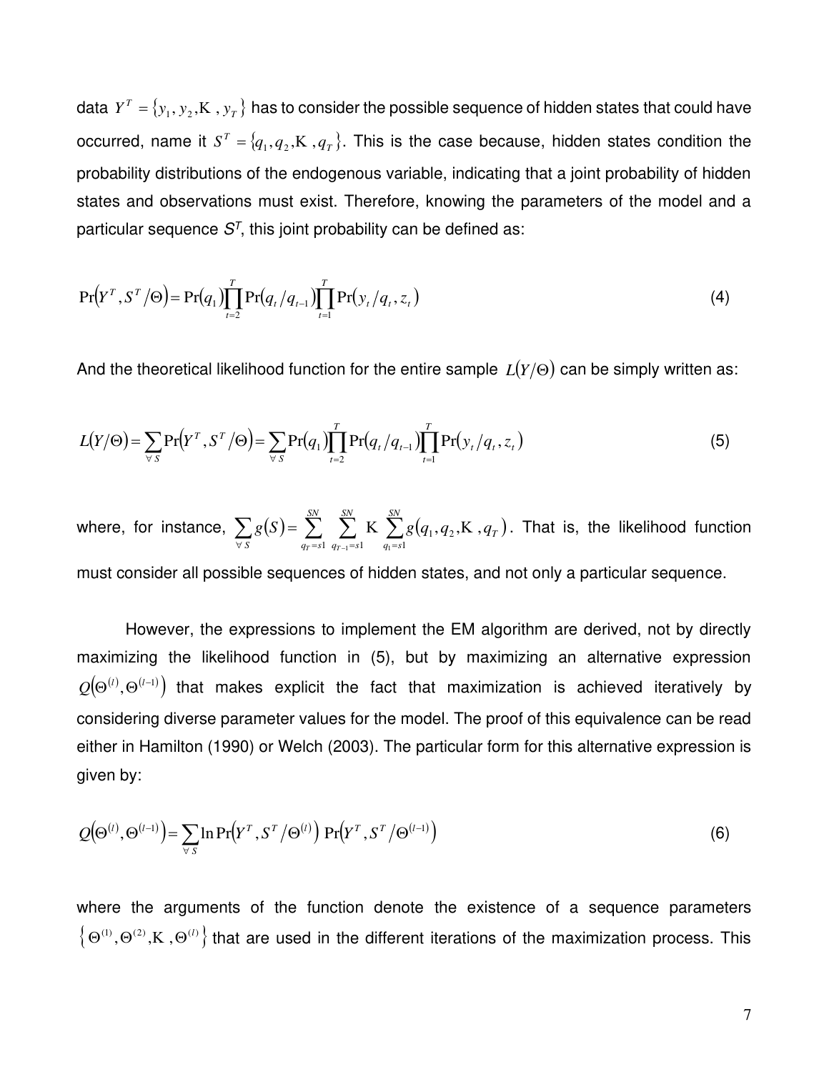data $Y^T = \{y_1, y_2, \ldots, y_T\}$ has to consider the possible sequence of hidden states that could have occurred, name it $S^T = \{q_1, q_2, \ldots, q_T\}$. This is the case because, hidden states condition the probability distributions of the endogenous variable, indicating that a joint probability of hidden states and observations must exist. Therefore, knowing the parameters of the model and a particular sequence $S^T$, this joint probability can be defined as:

$$\Pr\left(Y^T, S^T / \Theta\right) = \Pr(q_1) \prod_{t=2}^{T} \Pr(q_t / q_{t-1}) \prod_{t=1}^{T} \Pr(y_t / q_t, z_t) \tag{4}$$

And the theoretical likelihood function for the entire sample $L(Y/\Theta)$ can be simply written as:

$$L(Y/\Theta) = \sum_{\forall S} \Pr\left(Y^T, S^T / \Theta\right) = \sum_{\forall S} \Pr(q_1) \prod_{t=2}^{T} \Pr(q_t / q_{t-1}) \prod_{t=1}^{T} \Pr(y_t / q_t, z_t) \tag{5}$$

where, for instance, $\sum_{\forall S} g(S) = \sum_{q_T = s1}^{SN} \sum_{q_{T-1} = s1}^{SN} \ldots \sum_{q_1 = s1}^{SN} g(q_1, q_2, \ldots, q_T)$. That is, the likelihood function must consider all possible sequences of hidden states, and not only a particular sequence.

However, the expressions to implement the EM algorithm are derived, not by directly maximizing the likelihood function in (5), but by maximizing an alternative expression $Q\left(\Theta^{(l)}, \Theta^{(l-1)}\right)$ that makes explicit the fact that maximization is achieved iteratively by considering diverse parameter values for the model. The proof of this equivalence can be read either in Hamilton (1990) or Welch (2003). The particular form for this alternative expression is given by:

$$Q\left(\Theta^{(l)}, \Theta^{(l-1)}\right) = \sum_{\forall S} \ln \Pr\left(Y^T, S^T / \Theta^{(l)}\right) \Pr\left(Y^T, S^T / \Theta^{(l-1)}\right) \tag{6}$$

where the arguments of the function denote the existence of a sequence parameters $\left\{\Theta^{(1)}, \Theta^{(2)}, \ldots, \Theta^{(l)}\right\}$ that are used in the different iterations of the maximization process. This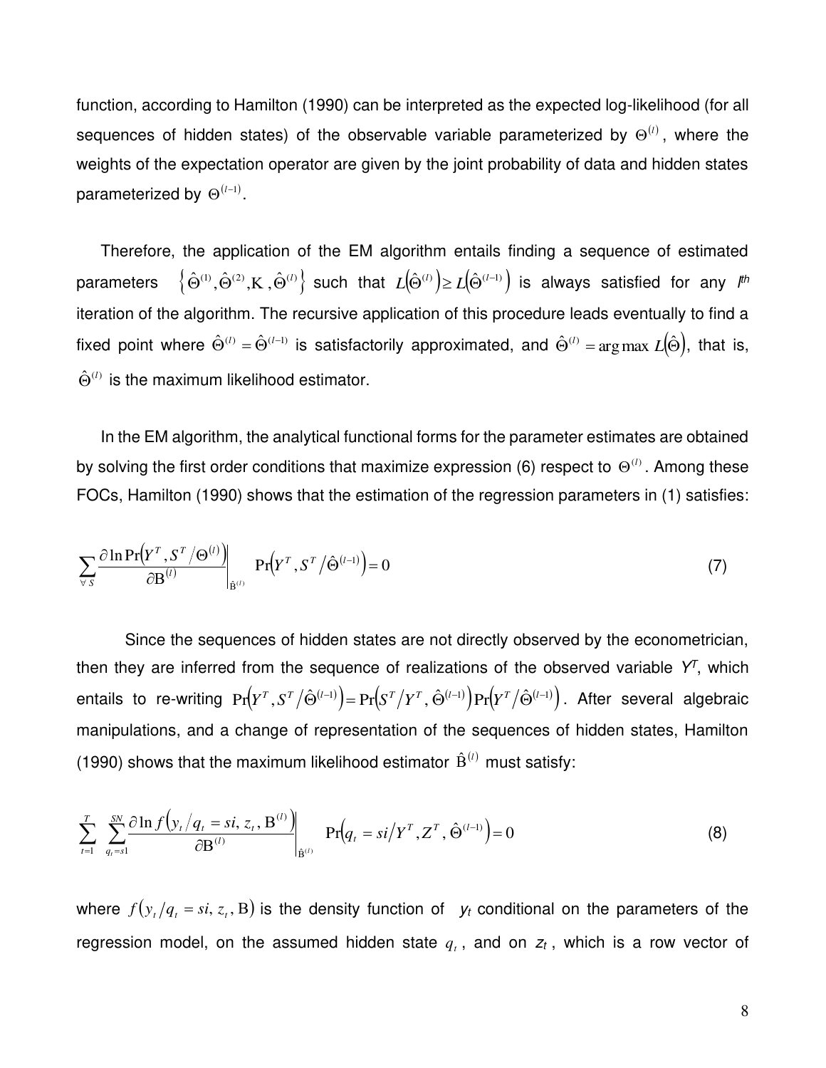function, according to Hamilton (1990) can be interpreted as the expected log-likelihood (for all sequences of hidden states) of the observable variable parameterized by $\Theta^{(l)}$, where the weights of the expectation operator are given by the joint probability of data and hidden states parameterized by $\Theta^{(l-1)}$.

Therefore, the application of the EM algorithm entails finding a sequence of estimated parameters $\left\{\hat{\Theta}^{(1)}, \hat{\Theta}^{(2)}, \ldots, \hat{\Theta}^{(l)}\right\}$ such that $L\left(\hat{\Theta}^{(l)}\right) \geq L\left(\hat{\Theta}^{(l-1)}\right)$ is always satisfied for any $l^{th}$ iteration of the algorithm. The recursive application of this procedure leads eventually to find a fixed point where $\hat{\Theta}^{(l)} = \hat{\Theta}^{(l-1)}$ is satisfactorily approximated, and $\hat{\Theta}^{(l)} = \arg\max L\left(\hat{\Theta}\right)$, that is, $\hat{\Theta}^{(l)}$ is the maximum likelihood estimator.

In the EM algorithm, the analytical functional forms for the parameter estimates are obtained by solving the first order conditions that maximize expression (6) respect to $\Theta^{(l)}$. Among these FOCs, Hamilton (1990) shows that the estimation of the regression parameters in (1) satisfies:

$$\sum_{\forall S} \left. \frac{\partial \ln \Pr\left(Y^T, S^T / \Theta^{(l)}\right)}{\partial \mathrm{B}^{(l)}} \right|_{\hat{\mathrm{B}}^{(l)}} \Pr\left(Y^T, S^T / \hat{\Theta}^{(l-1)}\right) = 0 \tag{7}$$

Since the sequences of hidden states are not directly observed by the econometrician, then they are inferred from the sequence of realizations of the observed variable $Y^T$, which entails to re-writing $\Pr\left(Y^T, S^T / \hat{\Theta}^{(l-1)}\right) = \Pr\left(S^T / Y^T, \hat{\Theta}^{(l-1)}\right) \Pr\left(Y^T / \hat{\Theta}^{(l-1)}\right)$. After several algebraic manipulations, and a change of representation of the sequences of hidden states, Hamilton (1990) shows that the maximum likelihood estimator $\hat{\mathrm{B}}^{(l)}$ must satisfy:

$$\sum_{t=1}^{T} \sum_{q_t = s1}^{SN} \left. \frac{\partial \ln f\left(y_t / q_t = si, z_t, \mathrm{B}^{(l)}\right)}{\partial \mathrm{B}^{(l)}} \right|_{\hat{\mathrm{B}}^{(l)}} \Pr\left(q_t = si / Y^T, Z^T, \hat{\Theta}^{(l-1)}\right) = 0 \tag{8}$$

where $f\left(y_t / q_t = si, z_t, \mathrm{B}\right)$ is the density function of $y_t$ conditional on the parameters of the regression model, on the assumed hidden state $q_t$, and on $z_t$, which is a row vector of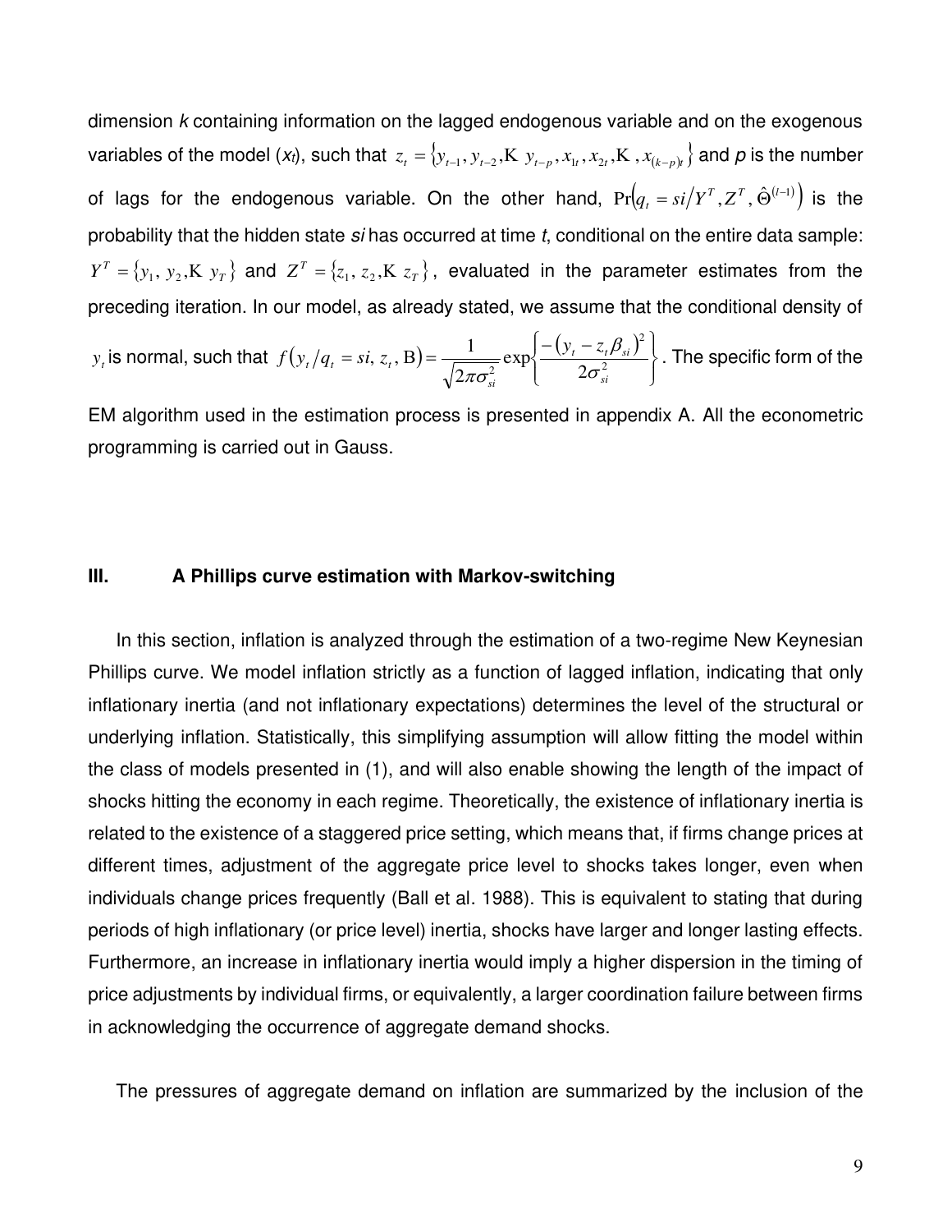dimension *k* containing information on the lagged endogenous variable and on the exogenous variables of the model ($x_t$), such that $z_t = \{y_{t-1}, y_{t-2}, \ldots y_{t-p}, x_{1t}, x_{2t}, \ldots, x_{(k-p)t}\}$ and *p* is the number of lags for the endogenous variable. On the other hand, $\Pr\left(q_t = si / Y^T, Z^T, \hat{\Theta}^{(l-1)}\right)$ is the probability that the hidden state *si* has occurred at time *t*, conditional on the entire data sample: $Y^T = \{y_1, y_2, \ldots y_T\}$ and $Z^T = \{z_1, z_2, \ldots z_T\}$, evaluated in the parameter estimates from the preceding iteration. In our model, as already stated, we assume that the conditional density of $y_t$ is normal, such that $f(y_t / q_t = si, z_t, \mathrm{B}) = \frac{1}{\sqrt{2\pi\sigma_{si}^2}} \exp\left\{\frac{-(y_t - z_t \beta_{si})^2}{2\sigma_{si}^2}\right\}$. The specific form of the EM algorithm used in the estimation process is presented in appendix A. All the econometric programming is carried out in Gauss.

## III. A Phillips curve estimation with Markov-switching

In this section, inflation is analyzed through the estimation of a two-regime New Keynesian Phillips curve. We model inflation strictly as a function of lagged inflation, indicating that only inflationary inertia (and not inflationary expectations) determines the level of the structural or underlying inflation. Statistically, this simplifying assumption will allow fitting the model within the class of models presented in (1), and will also enable showing the length of the impact of shocks hitting the economy in each regime. Theoretically, the existence of inflationary inertia is related to the existence of a staggered price setting, which means that, if firms change prices at different times, adjustment of the aggregate price level to shocks takes longer, even when individuals change prices frequently (Ball et al. 1988). This is equivalent to stating that during periods of high inflationary (or price level) inertia, shocks have larger and longer lasting effects. Furthermore, an increase in inflationary inertia would imply a higher dispersion in the timing of price adjustments by individual firms, or equivalently, a larger coordination failure between firms in acknowledging the occurrence of aggregate demand shocks.

The pressures of aggregate demand on inflation are summarized by the inclusion of the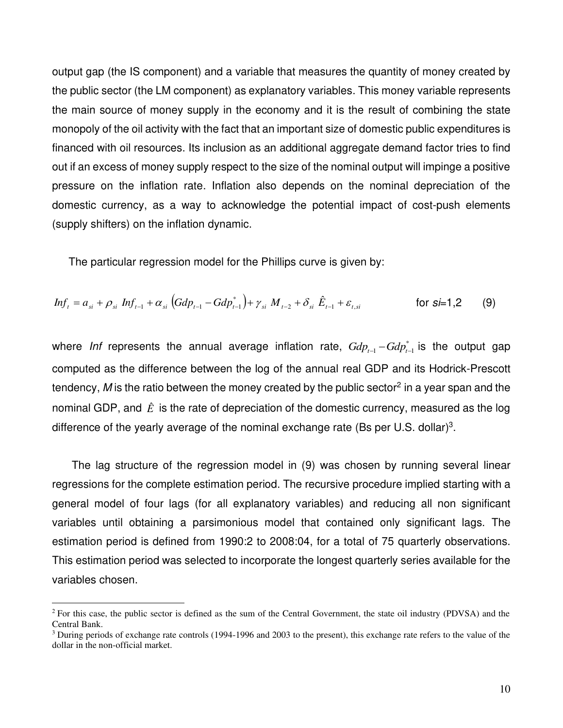output gap (the IS component) and a variable that measures the quantity of money created by the public sector (the LM component) as explanatory variables. This money variable represents the main source of money supply in the economy and it is the result of combining the state monopoly of the oil activity with the fact that an important size of domestic public expenditures is financed with oil resources. Its inclusion as an additional aggregate demand factor tries to find out if an excess of money supply respect to the size of the nominal output will impinge a positive pressure on the inflation rate. Inflation also depends on the nominal depreciation of the domestic currency, as a way to acknowledge the potential impact of cost-push elements (supply shifters) on the inflation dynamic.

The particular regression model for the Phillips curve is given by:

$$Inf_t = a_{si} + \rho_{si}\ Inf_{t-1} + \alpha_{si}\left(Gdp_{t-1} - Gdp^*_{t-1}\right) + \gamma_{si}\ M_{t-2} + \delta_{si}\ \hat{E}_{t-1} + \varepsilon_{t,si} \qquad \text{for } si=1,2 \qquad (9)$$

where *Inf* represents the annual average inflation rate, $Gdp_{t-1} - Gdp^*_{t-1}$ is the output gap computed as the difference between the log of the annual real GDP and its Hodrick-Prescott tendency, *M* is the ratio between the money created by the public sector[2] in a year span and the nominal GDP, and $\hat{E}$ is the rate of depreciation of the domestic currency, measured as the log difference of the yearly average of the nominal exchange rate (Bs per U.S. dollar)[3].

The lag structure of the regression model in (9) was chosen by running several linear regressions for the complete estimation period. The recursive procedure implied starting with a general model of four lags (for all explanatory variables) and reducing all non significant variables until obtaining a parsimonious model that contained only significant lags. The estimation period is defined from 1990:2 to 2008:04, for a total of 75 quarterly observations. This estimation period was selected to incorporate the longest quarterly series available for the variables chosen.

---

[2] For this case, the public sector is defined as the sum of the Central Government, the state oil industry (PDVSA) and the Central Bank.

[3] During periods of exchange rate controls (1994-1996 and 2003 to the present), this exchange rate refers to the value of the dollar in the non-official market.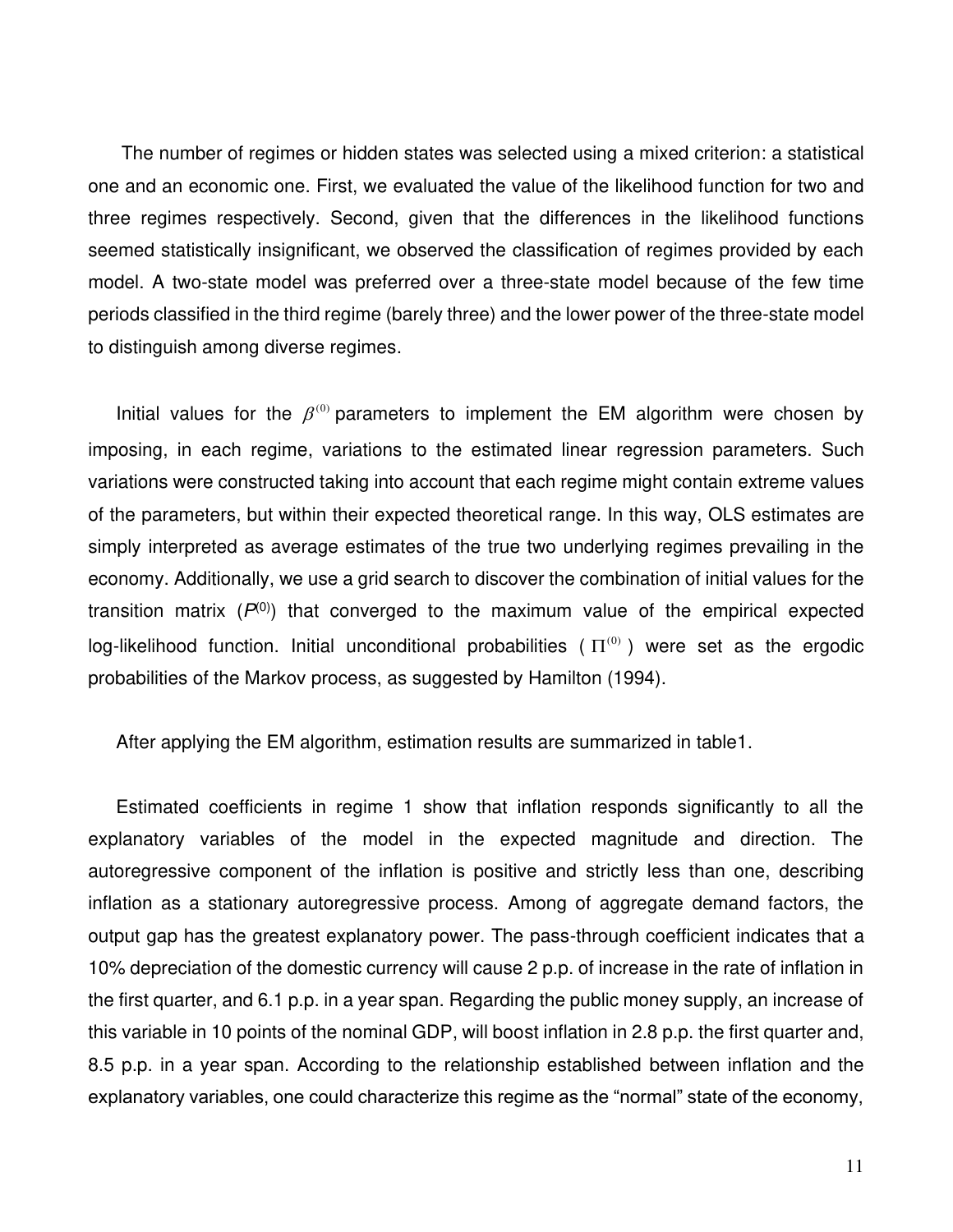The number of regimes or hidden states was selected using a mixed criterion: a statistical one and an economic one. First, we evaluated the value of the likelihood function for two and three regimes respectively. Second, given that the differences in the likelihood functions seemed statistically insignificant, we observed the classification of regimes provided by each model. A two-state model was preferred over a three-state model because of the few time periods classified in the third regime (barely three) and the lower power of the three-state model to distinguish among diverse regimes.

Initial values for the $\beta^{(0)}$ parameters to implement the EM algorithm were chosen by imposing, in each regime, variations to the estimated linear regression parameters. Such variations were constructed taking into account that each regime might contain extreme values of the parameters, but within their expected theoretical range. In this way, OLS estimates are simply interpreted as average estimates of the true two underlying regimes prevailing in the economy. Additionally, we use a grid search to discover the combination of initial values for the transition matrix ($P^{(0)}$) that converged to the maximum value of the empirical expected log-likelihood function. Initial unconditional probabilities ( $\Pi^{(0)}$ ) were set as the ergodic probabilities of the Markov process, as suggested by Hamilton (1994).

After applying the EM algorithm, estimation results are summarized in table1.

Estimated coefficients in regime 1 show that inflation responds significantly to all the explanatory variables of the model in the expected magnitude and direction. The autoregressive component of the inflation is positive and strictly less than one, describing inflation as a stationary autoregressive process. Among of aggregate demand factors, the output gap has the greatest explanatory power. The pass-through coefficient indicates that a 10% depreciation of the domestic currency will cause 2 p.p. of increase in the rate of inflation in the first quarter, and 6.1 p.p. in a year span. Regarding the public money supply, an increase of this variable in 10 points of the nominal GDP, will boost inflation in 2.8 p.p. the first quarter and, 8.5 p.p. in a year span. According to the relationship established between inflation and the explanatory variables, one could characterize this regime as the "normal" state of the economy,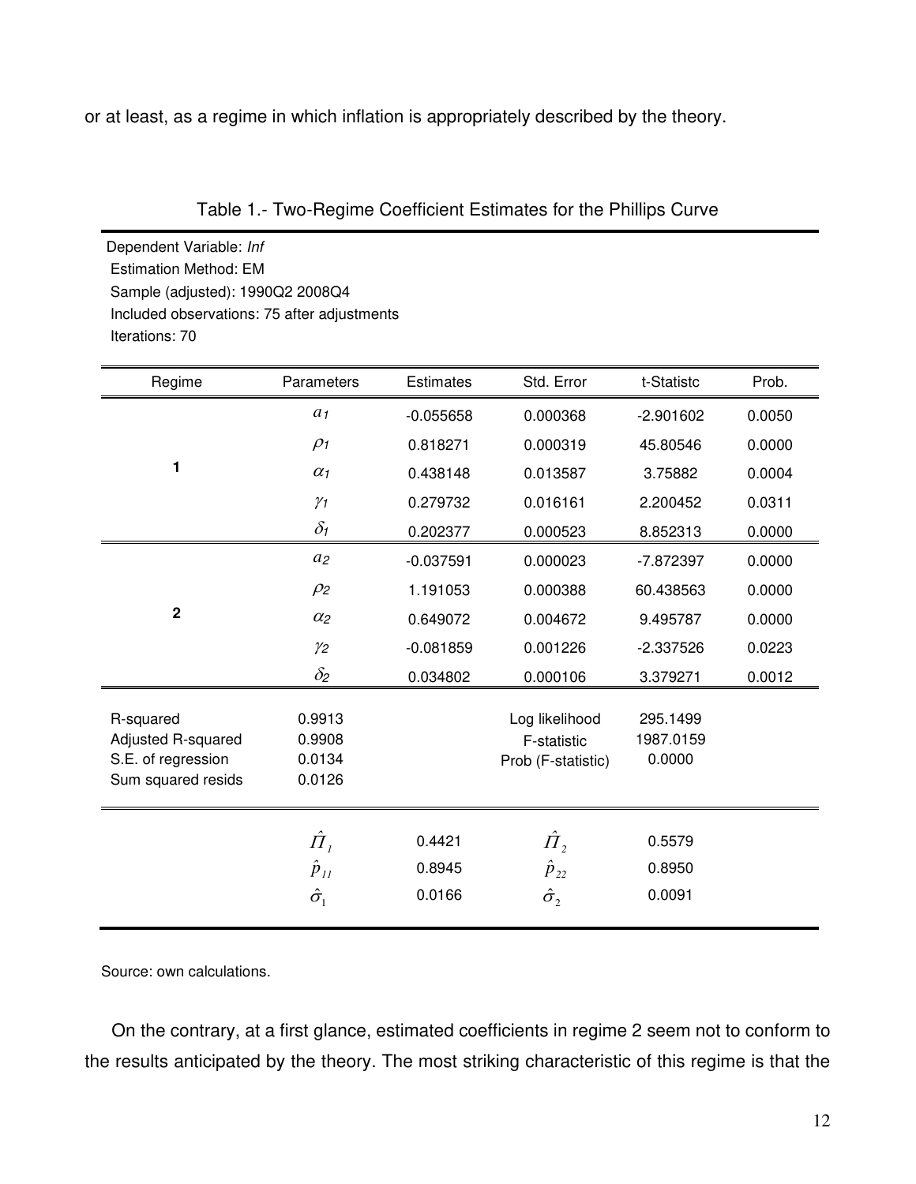or at least, as a regime in which inflation is appropriately described by the theory.

Table 1.- Two-Regime Coefficient Estimates for the Phillips Curve

Dependent Variable: *Inf*
Estimation Method: EM
Sample (adjusted): 1990Q2 2008Q4
Included observations: 75 after adjustments
Iterations: 70

| Regime | Parameters | Estimates | Std. Error | t-Statistc | Prob. |
|---|---|---|---|---|---|
| 1 | $a_1$ | -0.055658 | 0.000368 | -2.901602 | 0.0050 |
| | $\rho_1$ | 0.818271 | 0.000319 | 45.80546 | 0.0000 |
| | $\alpha_1$ | 0.438148 | 0.013587 | 3.75882 | 0.0004 |
| | $\gamma_1$ | 0.279732 | 0.016161 | 2.200452 | 0.0311 |
| | $\delta_1$ | 0.202377 | 0.000523 | 8.852313 | 0.0000 |
| 2 | $a_2$ | -0.037591 | 0.000023 | -7.872397 | 0.0000 |
| | $\rho_2$ | 1.191053 | 0.000388 | 60.438563 | 0.0000 |
| | $\alpha_2$ | 0.649072 | 0.004672 | 9.495787 | 0.0000 |
| | $\gamma_2$ | -0.081859 | 0.001226 | -2.337526 | 0.0223 |
| | $\delta_2$ | 0.034802 | 0.000106 | 3.379271 | 0.0012 |
| R-squared | 0.9913 | | Log likelihood | 295.1499 | |
| Adjusted R-squared | 0.9908 | | F-statistic | 1987.0159 | |
| S.E. of regression | 0.0134 | | Prob (F-statistic) | 0.0000 | |
| Sum squared resids | 0.0126 | | | | |
| | $\hat{\Pi}_1$ | 0.4421 | $\hat{\Pi}_2$ | 0.5579 | |
| | $\hat{p}_{11}$ | 0.8945 | $\hat{p}_{22}$ | 0.8950 | |
| | $\hat{\sigma}_1$ | 0.0166 | $\hat{\sigma}_2$ | 0.0091 | |

Source: own calculations.

On the contrary, at a first glance, estimated coefficients in regime 2 seem not to conform to the results anticipated by the theory. The most striking characteristic of this regime is that the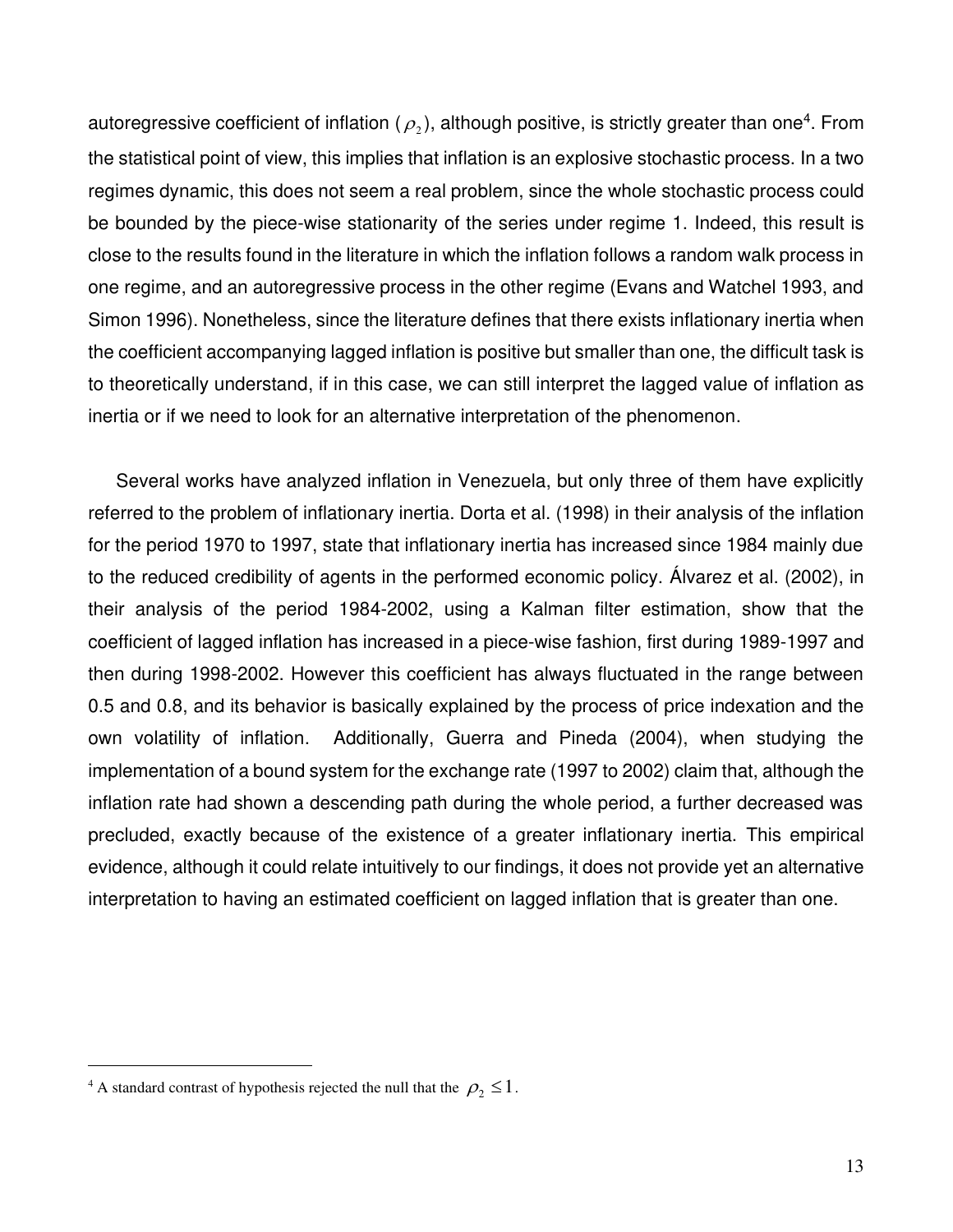autoregressive coefficient of inflation ($\rho_2$), although positive, is strictly greater than one[4]. From the statistical point of view, this implies that inflation is an explosive stochastic process. In a two regimes dynamic, this does not seem a real problem, since the whole stochastic process could be bounded by the piece-wise stationarity of the series under regime 1. Indeed, this result is close to the results found in the literature in which the inflation follows a random walk process in one regime, and an autoregressive process in the other regime (Evans and Watchel 1993, and Simon 1996). Nonetheless, since the literature defines that there exists inflationary inertia when the coefficient accompanying lagged inflation is positive but smaller than one, the difficult task is to theoretically understand, if in this case, we can still interpret the lagged value of inflation as inertia or if we need to look for an alternative interpretation of the phenomenon.

Several works have analyzed inflation in Venezuela, but only three of them have explicitly referred to the problem of inflationary inertia. Dorta et al. (1998) in their analysis of the inflation for the period 1970 to 1997, state that inflationary inertia has increased since 1984 mainly due to the reduced credibility of agents in the performed economic policy. Álvarez et al. (2002), in their analysis of the period 1984-2002, using a Kalman filter estimation, show that the coefficient of lagged inflation has increased in a piece-wise fashion, first during 1989-1997 and then during 1998-2002. However this coefficient has always fluctuated in the range between 0.5 and 0.8, and its behavior is basically explained by the process of price indexation and the own volatility of inflation. Additionally, Guerra and Pineda (2004), when studying the implementation of a bound system for the exchange rate (1997 to 2002) claim that, although the inflation rate had shown a descending path during the whole period, a further decreased was precluded, exactly because of the existence of a greater inflationary inertia. This empirical evidence, although it could relate intuitively to our findings, it does not provide yet an alternative interpretation to having an estimated coefficient on lagged inflation that is greater than one.

---

[4] A standard contrast of hypothesis rejected the null that the $\rho_2 \leq 1$.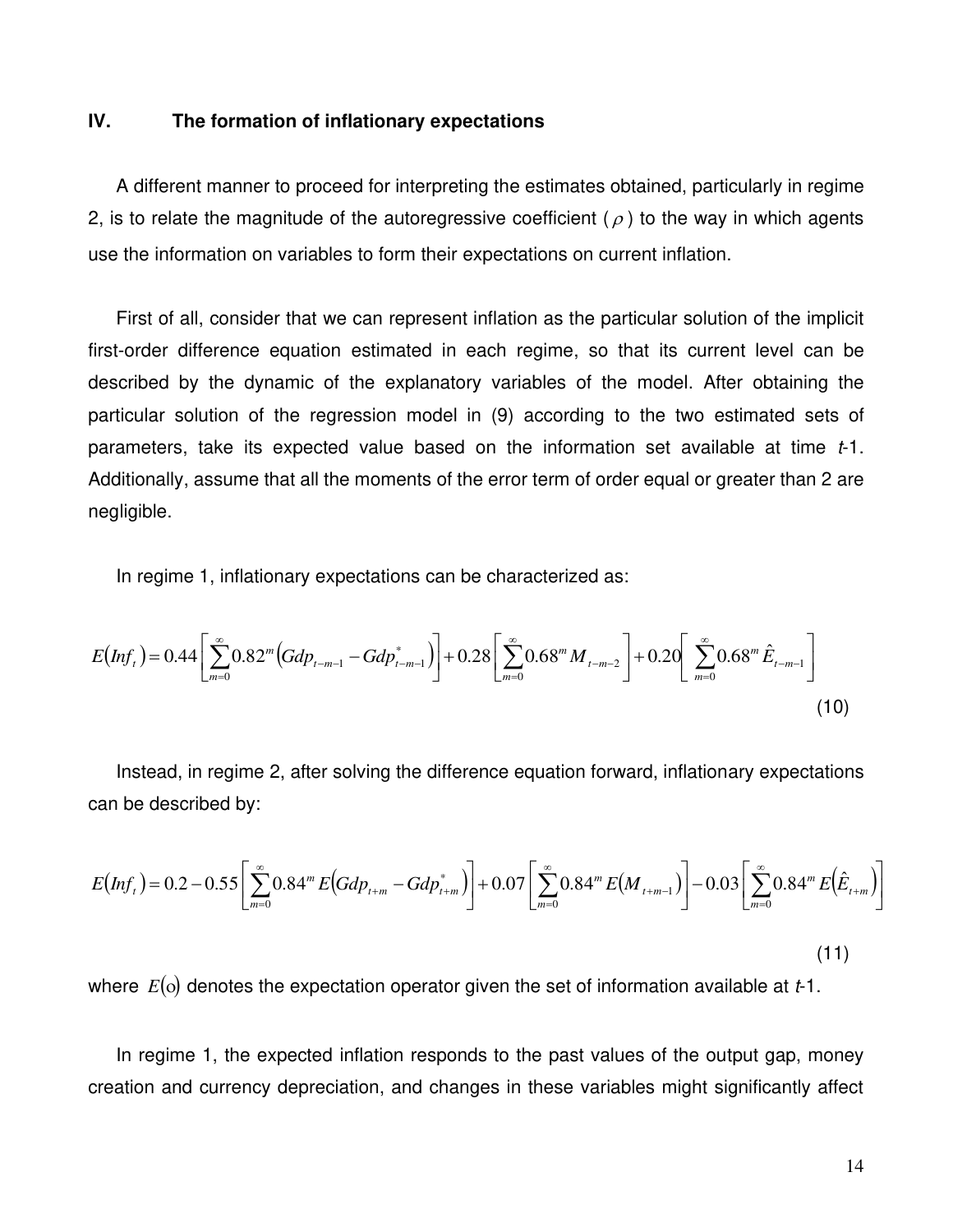## IV. The formation of inflationary expectations

A different manner to proceed for interpreting the estimates obtained, particularly in regime 2, is to relate the magnitude of the autoregressive coefficient ( $\rho$ ) to the way in which agents use the information on variables to form their expectations on current inflation.

First of all, consider that we can represent inflation as the particular solution of the implicit first-order difference equation estimated in each regime, so that its current level can be described by the dynamic of the explanatory variables of the model. After obtaining the particular solution of the regression model in (9) according to the two estimated sets of parameters, take its expected value based on the information set available at time *t*-1. Additionally, assume that all the moments of the error term of order equal or greater than 2 are negligible.

In regime 1, inflationary expectations can be characterized as:

$$E(Inf_t) = 0.44\left[\sum_{m=0}^{\infty} 0.82^m \left(Gdp_{t-m-1} - Gdp^*_{t-m-1}\right)\right] + 0.28\left[\sum_{m=0}^{\infty} 0.68^m M_{t-m-2}\right] + 0.20\left[\sum_{m=0}^{\infty} 0.68^m \hat{E}_{t-m-1}\right] \tag{10}$$

Instead, in regime 2, after solving the difference equation forward, inflationary expectations can be described by:

$$E(Inf_t) = 0.2 - 0.55\left[\sum_{m=0}^{\infty} 0.84^m E\left(Gdp_{t+m} - Gdp^*_{t+m}\right)\right] + 0.07\left[\sum_{m=0}^{\infty} 0.84^m E\left(M_{t+m-1}\right)\right] - 0.03\left[\sum_{m=0}^{\infty} 0.84^m E\left(\hat{E}_{t+m}\right)\right] \tag{11}$$

where $E(\circ)$ denotes the expectation operator given the set of information available at *t*-1.

In regime 1, the expected inflation responds to the past values of the output gap, money creation and currency depreciation, and changes in these variables might significantly affect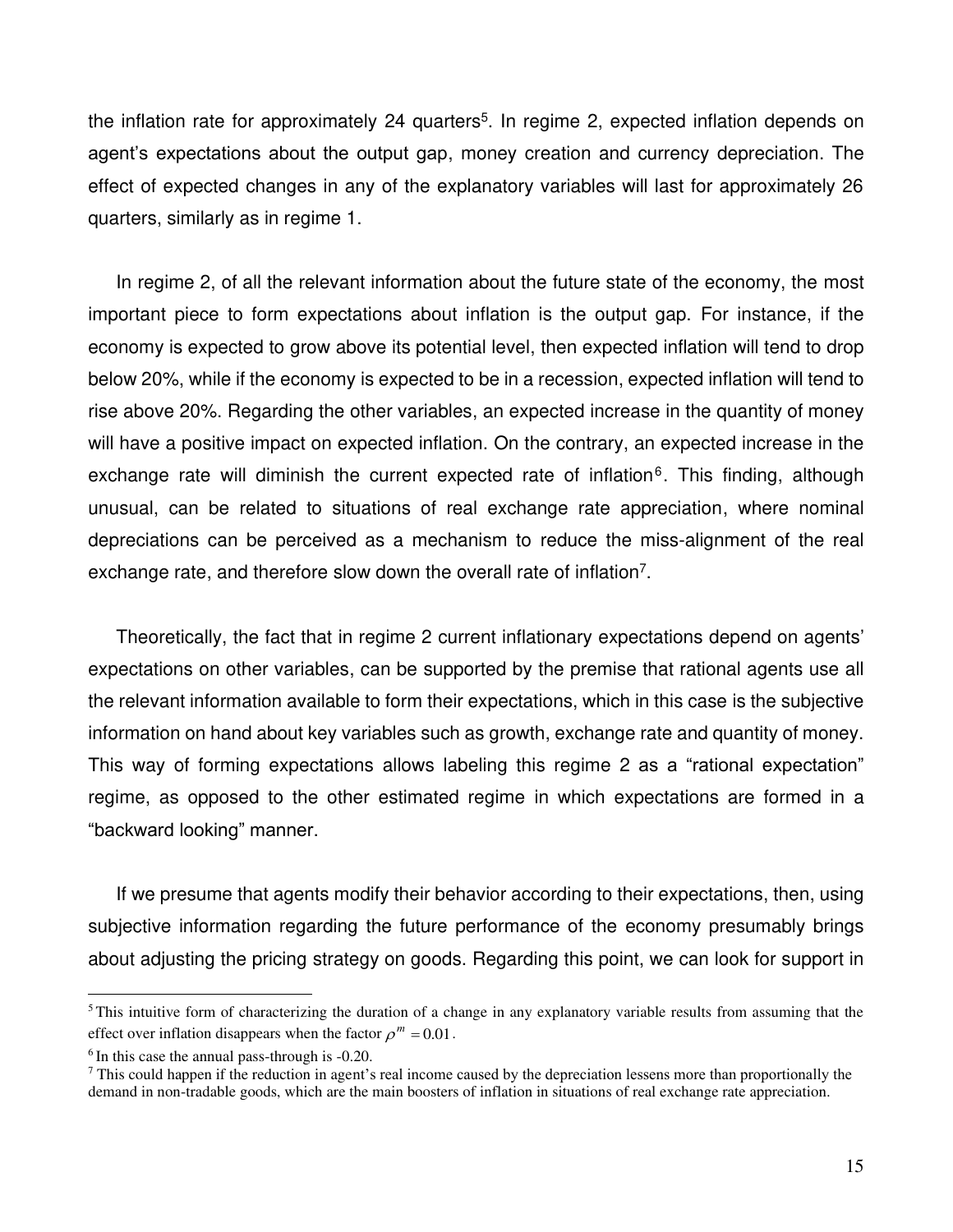the inflation rate for approximately 24 quarters[5]. In regime 2, expected inflation depends on agent's expectations about the output gap, money creation and currency depreciation. The effect of expected changes in any of the explanatory variables will last for approximately 26 quarters, similarly as in regime 1.

In regime 2, of all the relevant information about the future state of the economy, the most important piece to form expectations about inflation is the output gap. For instance, if the economy is expected to grow above its potential level, then expected inflation will tend to drop below 20%, while if the economy is expected to be in a recession, expected inflation will tend to rise above 20%. Regarding the other variables, an expected increase in the quantity of money will have a positive impact on expected inflation. On the contrary, an expected increase in the exchange rate will diminish the current expected rate of inflation[6]. This finding, although unusual, can be related to situations of real exchange rate appreciation, where nominal depreciations can be perceived as a mechanism to reduce the miss-alignment of the real exchange rate, and therefore slow down the overall rate of inflation[7].

Theoretically, the fact that in regime 2 current inflationary expectations depend on agents' expectations on other variables, can be supported by the premise that rational agents use all the relevant information available to form their expectations, which in this case is the subjective information on hand about key variables such as growth, exchange rate and quantity of money. This way of forming expectations allows labeling this regime 2 as a "rational expectation" regime, as opposed to the other estimated regime in which expectations are formed in a "backward looking" manner.

If we presume that agents modify their behavior according to their expectations, then, using subjective information regarding the future performance of the economy presumably brings about adjusting the pricing strategy on goods. Regarding this point, we can look for support in

---

[5] This intuitive form of characterizing the duration of a change in any explanatory variable results from assuming that the effect over inflation disappears when the factor $\rho^{m} = 0.01$.

[6] In this case the annual pass-through is -0.20.

[7] This could happen if the reduction in agent's real income caused by the depreciation lessens more than proportionally the demand in non-tradable goods, which are the main boosters of inflation in situations of real exchange rate appreciation.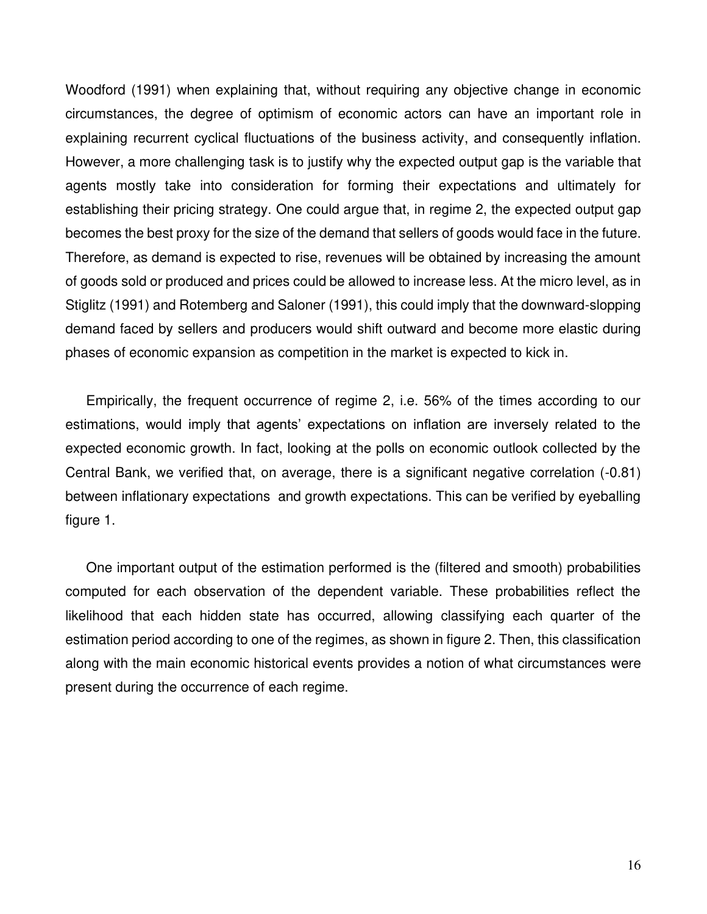Woodford (1991) when explaining that, without requiring any objective change in economic circumstances, the degree of optimism of economic actors can have an important role in explaining recurrent cyclical fluctuations of the business activity, and consequently inflation. However, a more challenging task is to justify why the expected output gap is the variable that agents mostly take into consideration for forming their expectations and ultimately for establishing their pricing strategy. One could argue that, in regime 2, the expected output gap becomes the best proxy for the size of the demand that sellers of goods would face in the future. Therefore, as demand is expected to rise, revenues will be obtained by increasing the amount of goods sold or produced and prices could be allowed to increase less. At the micro level, as in Stiglitz (1991) and Rotemberg and Saloner (1991), this could imply that the downward-slopping demand faced by sellers and producers would shift outward and become more elastic during phases of economic expansion as competition in the market is expected to kick in.

Empirically, the frequent occurrence of regime 2, i.e. 56% of the times according to our estimations, would imply that agents' expectations on inflation are inversely related to the expected economic growth. In fact, looking at the polls on economic outlook collected by the Central Bank, we verified that, on average, there is a significant negative correlation (-0.81) between inflationary expectations and growth expectations. This can be verified by eyeballing figure 1.

One important output of the estimation performed is the (filtered and smooth) probabilities computed for each observation of the dependent variable. These probabilities reflect the likelihood that each hidden state has occurred, allowing classifying each quarter of the estimation period according to one of the regimes, as shown in figure 2. Then, this classification along with the main economic historical events provides a notion of what circumstances were present during the occurrence of each regime.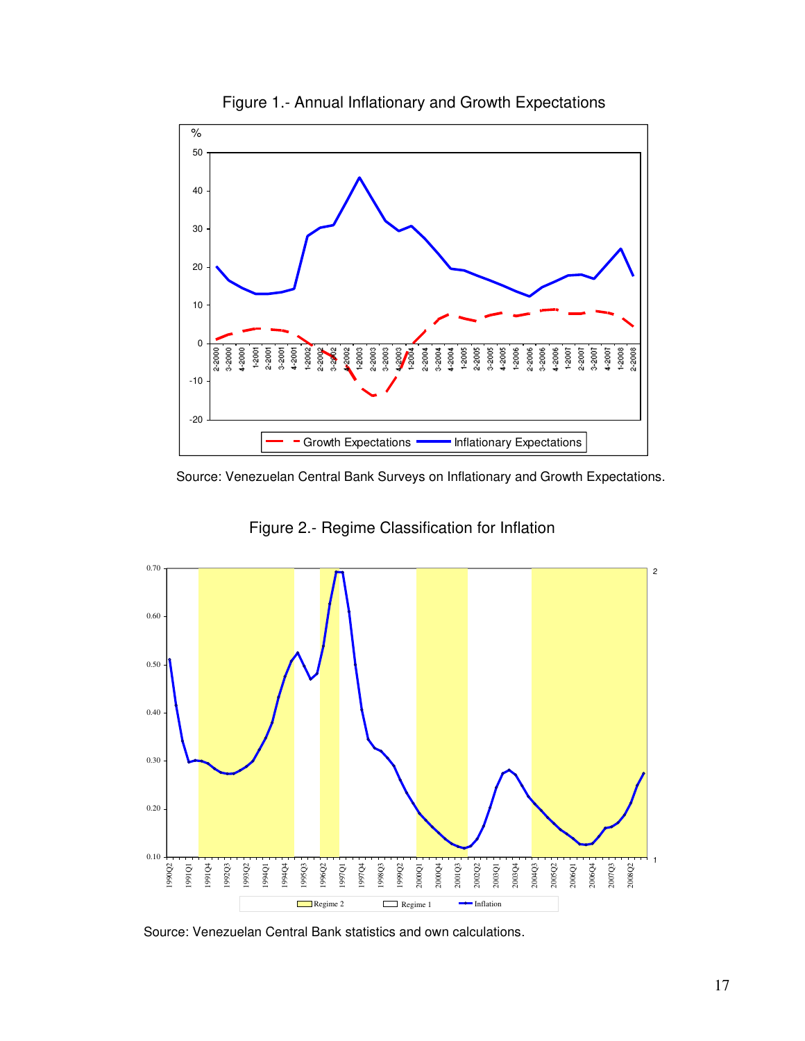Figure 1.- Annual Inflationary and Growth Expectations

Source: Venezuelan Central Bank Surveys on Inflationary and Growth Expectations.

Figure 2.- Regime Classification for Inflation

Source: Venezuelan Central Bank statistics and own calculations.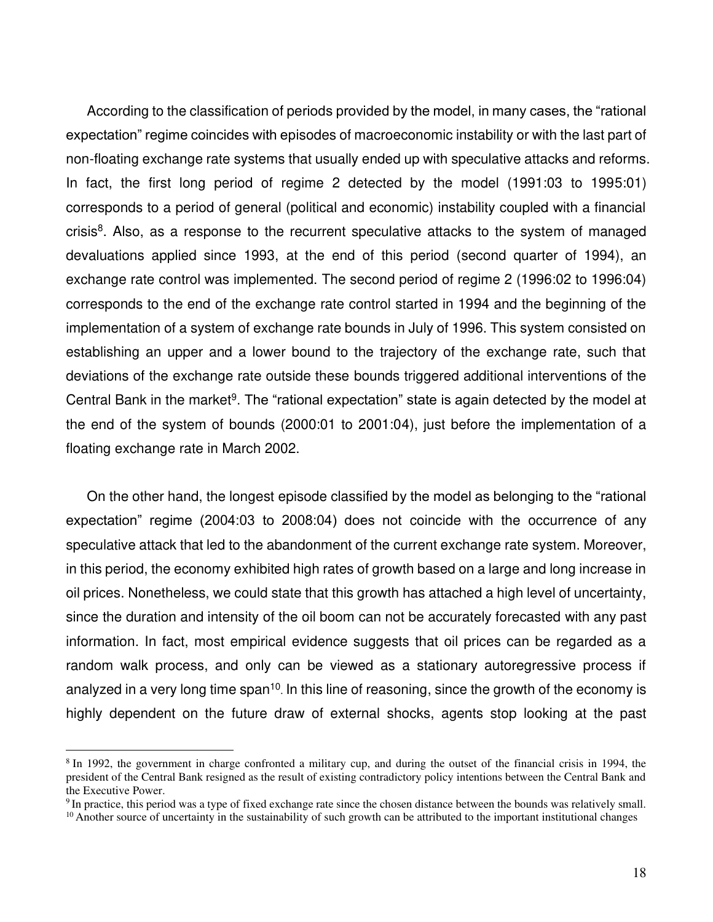According to the classification of periods provided by the model, in many cases, the "rational expectation" regime coincides with episodes of macroeconomic instability or with the last part of non-floating exchange rate systems that usually ended up with speculative attacks and reforms. In fact, the first long period of regime 2 detected by the model (1991:03 to 1995:01) corresponds to a period of general (political and economic) instability coupled with a financial crisis[8]. Also, as a response to the recurrent speculative attacks to the system of managed devaluations applied since 1993, at the end of this period (second quarter of 1994), an exchange rate control was implemented. The second period of regime 2 (1996:02 to 1996:04) corresponds to the end of the exchange rate control started in 1994 and the beginning of the implementation of a system of exchange rate bounds in July of 1996. This system consisted on establishing an upper and a lower bound to the trajectory of the exchange rate, such that deviations of the exchange rate outside these bounds triggered additional interventions of the Central Bank in the market[9]. The "rational expectation" state is again detected by the model at the end of the system of bounds (2000:01 to 2001:04), just before the implementation of a floating exchange rate in March 2002.

On the other hand, the longest episode classified by the model as belonging to the "rational expectation" regime (2004:03 to 2008:04) does not coincide with the occurrence of any speculative attack that led to the abandonment of the current exchange rate system. Moreover, in this period, the economy exhibited high rates of growth based on a large and long increase in oil prices. Nonetheless, we could state that this growth has attached a high level of uncertainty, since the duration and intensity of the oil boom can not be accurately forecasted with any past information. In fact, most empirical evidence suggests that oil prices can be regarded as a random walk process, and only can be viewed as a stationary autoregressive process if analyzed in a very long time span[10]. In this line of reasoning, since the growth of the economy is highly dependent on the future draw of external shocks, agents stop looking at the past

---

[8] In 1992, the government in charge confronted a military cup, and during the outset of the financial crisis in 1994, the president of the Central Bank resigned as the result of existing contradictory policy intentions between the Central Bank and the Executive Power.

[9] In practice, this period was a type of fixed exchange rate since the chosen distance between the bounds was relatively small.

[10] Another source of uncertainty in the sustainability of such growth can be attributed to the important institutional changes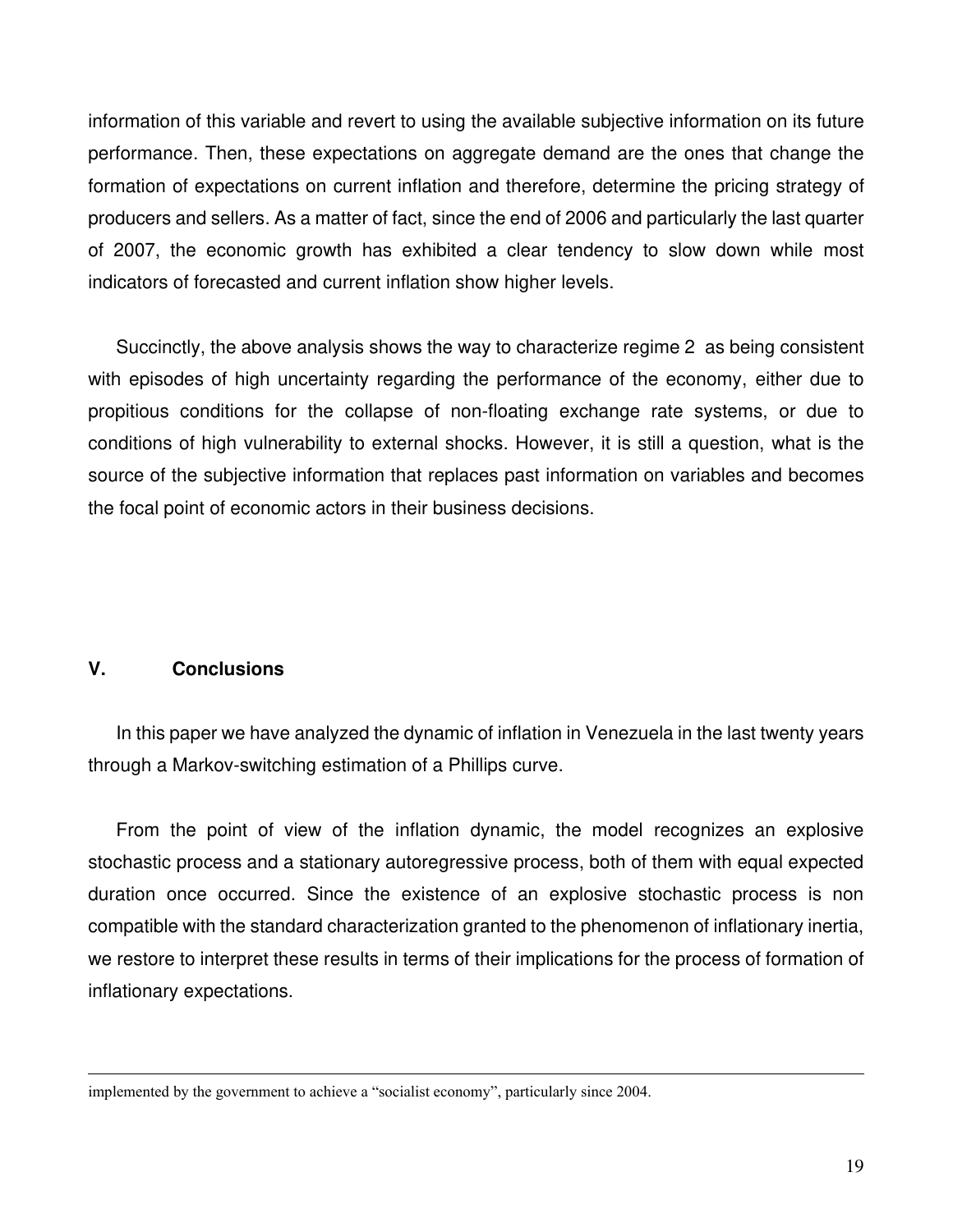information of this variable and revert to using the available subjective information on its future performance. Then, these expectations on aggregate demand are the ones that change the formation of expectations on current inflation and therefore, determine the pricing strategy of producers and sellers. As a matter of fact, since the end of 2006 and particularly the last quarter of 2007, the economic growth has exhibited a clear tendency to slow down while most indicators of forecasted and current inflation show higher levels.

Succinctly, the above analysis shows the way to characterize regime 2 as being consistent with episodes of high uncertainty regarding the performance of the economy, either due to propitious conditions for the collapse of non-floating exchange rate systems, or due to conditions of high vulnerability to external shocks. However, it is still a question, what is the source of the subjective information that replaces past information on variables and becomes the focal point of economic actors in their business decisions.

## V. Conclusions

In this paper we have analyzed the dynamic of inflation in Venezuela in the last twenty years through a Markov-switching estimation of a Phillips curve.

From the point of view of the inflation dynamic, the model recognizes an explosive stochastic process and a stationary autoregressive process, both of them with equal expected duration once occurred. Since the existence of an explosive stochastic process is non compatible with the standard characterization granted to the phenomenon of inflationary inertia, we restore to interpret these results in terms of their implications for the process of formation of inflationary expectations.

---

implemented by the government to achieve a "socialist economy", particularly since 2004.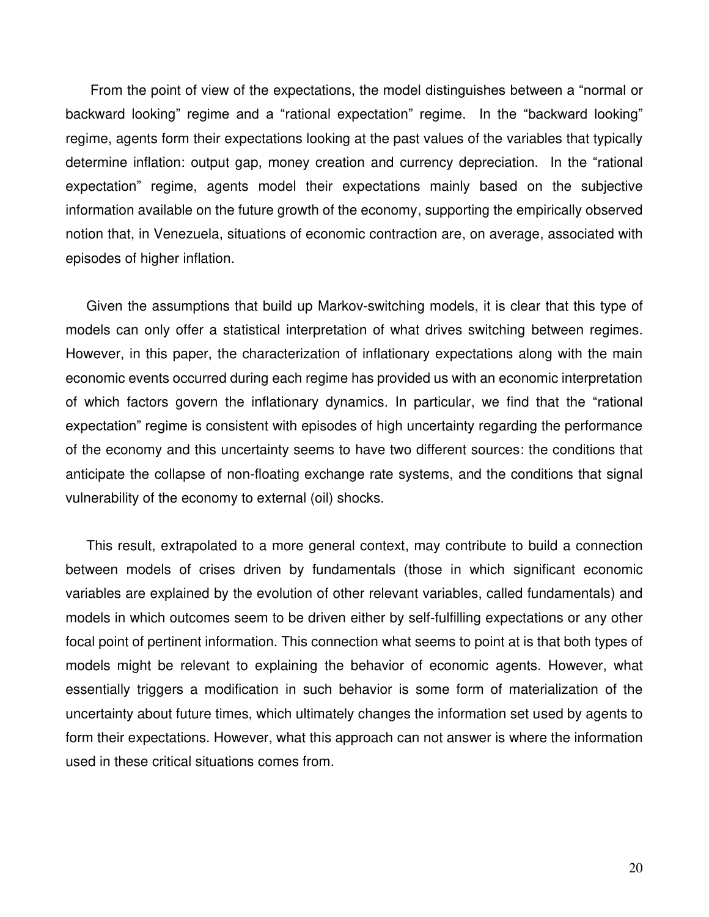From the point of view of the expectations, the model distinguishes between a "normal or backward looking" regime and a "rational expectation" regime. In the "backward looking" regime, agents form their expectations looking at the past values of the variables that typically determine inflation: output gap, money creation and currency depreciation. In the "rational expectation" regime, agents model their expectations mainly based on the subjective information available on the future growth of the economy, supporting the empirically observed notion that, in Venezuela, situations of economic contraction are, on average, associated with episodes of higher inflation.

Given the assumptions that build up Markov-switching models, it is clear that this type of models can only offer a statistical interpretation of what drives switching between regimes. However, in this paper, the characterization of inflationary expectations along with the main economic events occurred during each regime has provided us with an economic interpretation of which factors govern the inflationary dynamics. In particular, we find that the "rational expectation" regime is consistent with episodes of high uncertainty regarding the performance of the economy and this uncertainty seems to have two different sources: the conditions that anticipate the collapse of non-floating exchange rate systems, and the conditions that signal vulnerability of the economy to external (oil) shocks.

This result, extrapolated to a more general context, may contribute to build a connection between models of crises driven by fundamentals (those in which significant economic variables are explained by the evolution of other relevant variables, called fundamentals) and models in which outcomes seem to be driven either by self-fulfilling expectations or any other focal point of pertinent information. This connection what seems to point at is that both types of models might be relevant to explaining the behavior of economic agents. However, what essentially triggers a modification in such behavior is some form of materialization of the uncertainty about future times, which ultimately changes the information set used by agents to form their expectations. However, what this approach can not answer is where the information used in these critical situations comes from.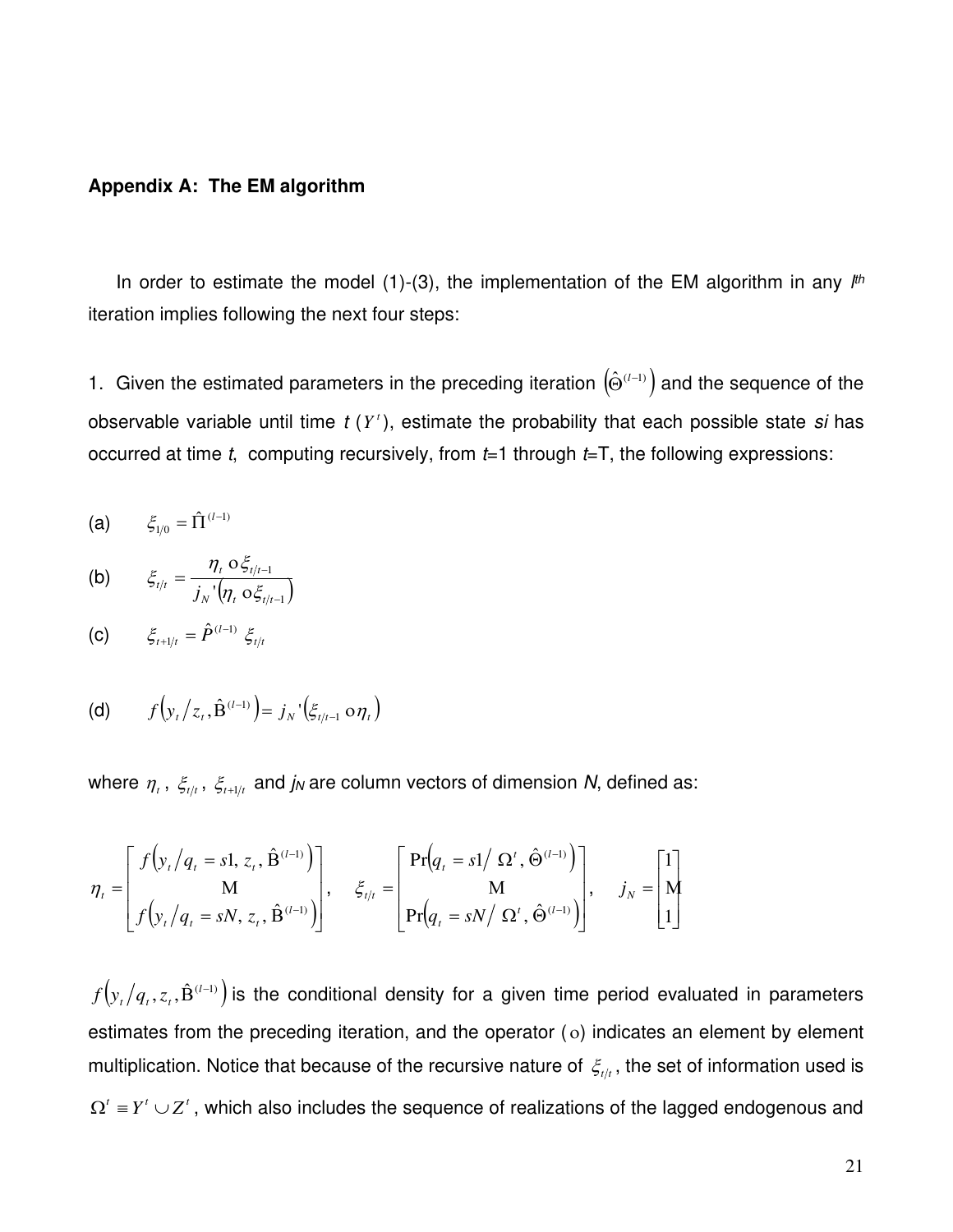**Appendix A: The EM algorithm**

In order to estimate the model (1)-(3), the implementation of the EM algorithm in any $l^{th}$ iteration implies following the next four steps:

1. Given the estimated parameters in the preceding iteration $\left(\hat{\Theta}^{(l-1)}\right)$ and the sequence of the observable variable until time $t$ ($Y^t$), estimate the probability that each possible state $si$ has occurred at time $t$, computing recursively, from $t$=1 through $t$=T, the following expressions:

(a) $$\xi_{1/0} = \hat{\Pi}^{(l-1)}$$

(b) $$\xi_{t/t} = \frac{\eta_t \circ \xi_{t/t-1}}{j_N'\left(\eta_t \circ \xi_{t/t-1}\right)}$$

(c) $$\xi_{t+1/t} = \hat{P}^{(l-1)}\ \xi_{t/t}$$

(d) $$f\left(y_t / z_t, \hat{\mathrm{B}}^{(l-1)}\right) = j_N'\left(\xi_{t/t-1} \circ \eta_t\right)$$

where $\eta_t$, $\xi_{t/t}$, $\xi_{t+1/t}$ and $j_N$ are column vectors of dimension $N$, defined as:

$$\eta_t = \begin{bmatrix} f\left(y_t / q_t = s1,\, z_t,\, \hat{\mathrm{B}}^{(l-1)}\right) \\ \vdots \\ f\left(y_t / q_t = sN,\, z_t,\, \hat{\mathrm{B}}^{(l-1)}\right) \end{bmatrix}, \quad \xi_{t/t} = \begin{bmatrix} \Pr\left(q_t = s1 / \ \Omega^t,\, \hat{\Theta}^{(l-1)}\right) \\ \vdots \\ \Pr\left(q_t = sN / \ \Omega^t,\, \hat{\Theta}^{(l-1)}\right) \end{bmatrix}, \quad j_N = \begin{bmatrix} 1 \\ \vdots \\ 1 \end{bmatrix}$$

$f\left(y_t / q_t, z_t, \hat{\mathrm{B}}^{(l-1)}\right)$ is the conditional density for a given time period evaluated in parameters estimates from the preceding iteration, and the operator ($\circ$) indicates an element by element multiplication. Notice that because of the recursive nature of $\xi_{t/t}$, the set of information used is $\Omega^t \equiv Y^t \cup Z^t$, which also includes the sequence of realizations of the lagged endogenous and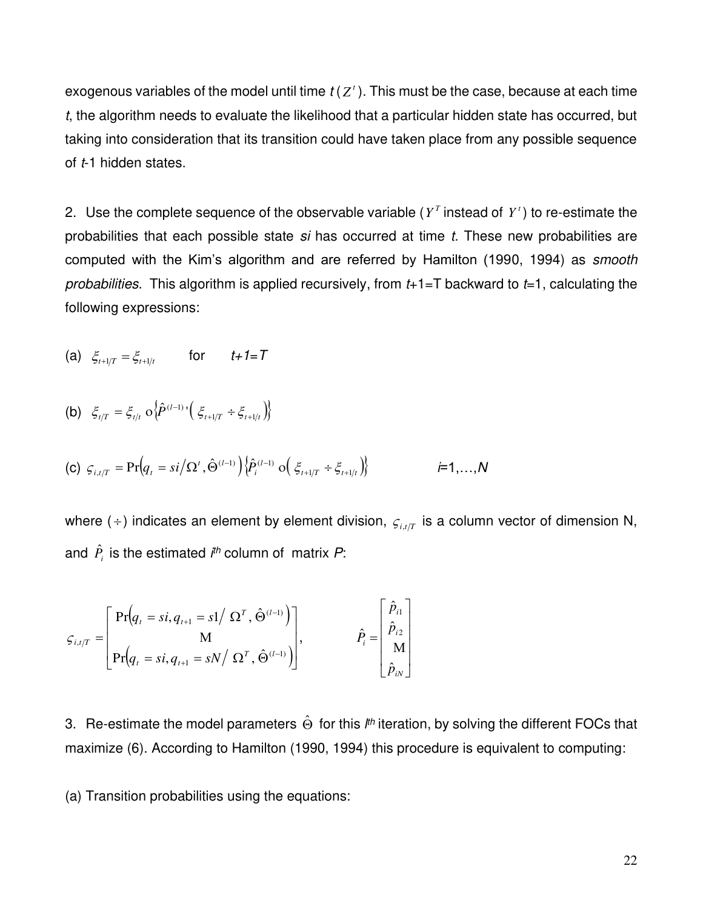exogenous variables of the model until time $t$ ($Z^t$). This must be the case, because at each time $t$, the algorithm needs to evaluate the likelihood that a particular hidden state has occurred, but taking into consideration that its transition could have taken place from any possible sequence of $t$-1 hidden states.

2. Use the complete sequence of the observable variable ($Y^T$ instead of $Y^t$) to re-estimate the probabilities that each possible state *si* has occurred at time *t.* These new probabilities are computed with the Kim's algorithm and are referred by Hamilton (1990, 1994) as *smooth probabilities*. This algorithm is applied recursively, from $t$+1=T backward to $t$=1, calculating the following expressions:

(a) $\xi_{t+1/T} = \xi_{t+1/t}$ for $t+1=T$

(b) $\xi_{t/T} = \xi_{t/t} \circ \left\{ \hat{P}^{(l-1)\,\prime} \left( \xi_{t+1/T} \div \xi_{t+1/t} \right) \right\}$

(c) $\varsigma_{i,t/T} = \Pr\left(q_t = si / \Omega^t, \hat{\Theta}^{(l-1)}\right) \left\{ \hat{P}_i^{(l-1)} \circ \left( \xi_{t+1/T} \div \xi_{t+1/t} \right) \right\}$ $\qquad$ $i$=1,…,$N$

where ($\div$) indicates an element by element division, $\varsigma_{i,t/T}$ is a column vector of dimension N, and $\hat{P}_i$ is the estimated $i^{th}$ column of matrix $P$:

$$\varsigma_{i,t/T} = \begin{bmatrix} \Pr\left(q_t = si, q_{t+1} = s1 / \Omega^T, \hat{\Theta}^{(l-1)}\right) \\ \vdots \\ \Pr\left(q_t = si, q_{t+1} = sN / \Omega^T, \hat{\Theta}^{(l-1)}\right) \end{bmatrix}, \qquad \hat{P}_i = \begin{bmatrix} \hat{p}_{i1} \\ \hat{p}_{i2} \\ \vdots \\ \hat{p}_{iN} \end{bmatrix}$$

3. Re-estimate the model parameters $\hat{\Theta}$ for this $l^{th}$ iteration, by solving the different FOCs that maximize (6). According to Hamilton (1990, 1994) this procedure is equivalent to computing:

(a) Transition probabilities using the equations: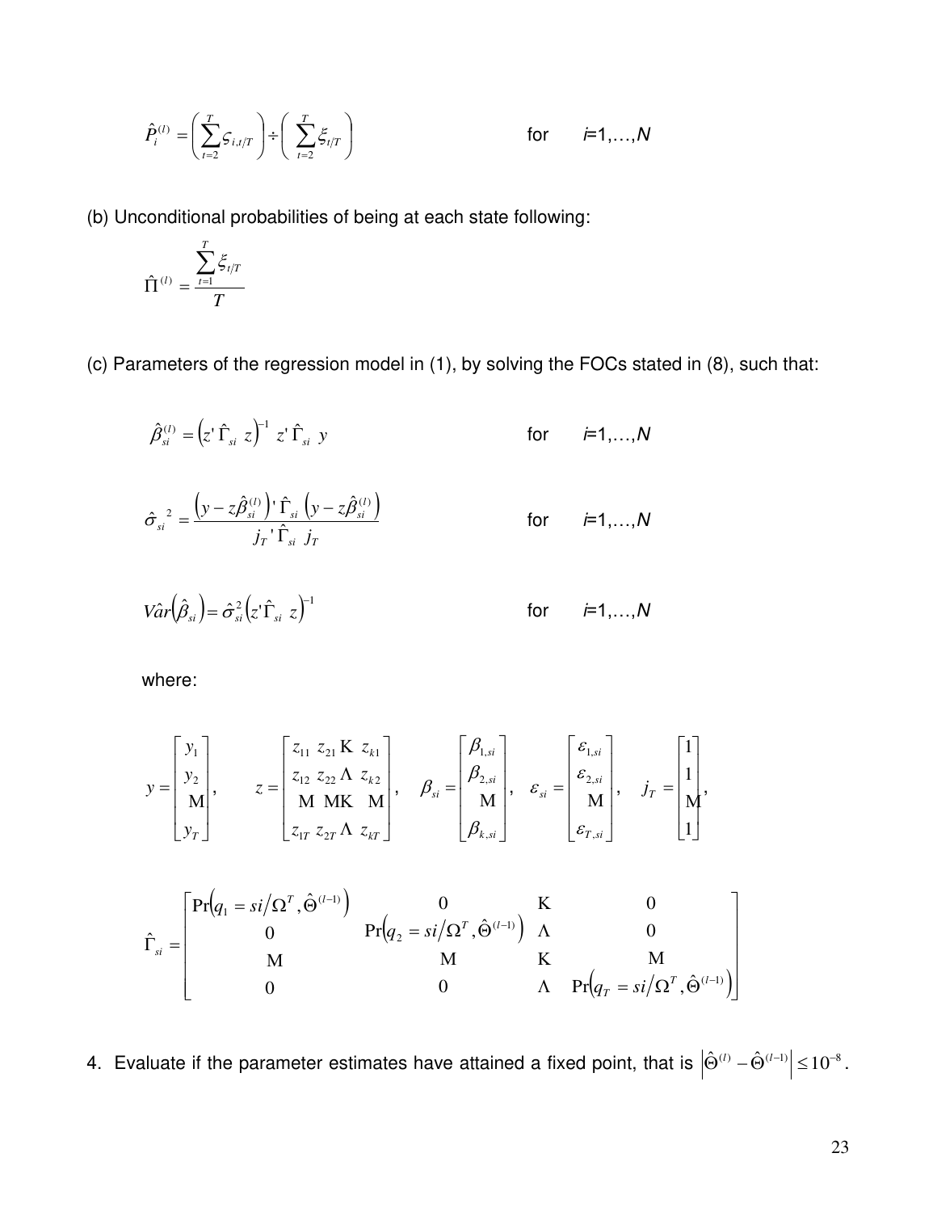$$\hat{P}_i^{(l)} = \left( \sum_{t=2}^{T} \varsigma_{i,t/T} \right) \div \left( \sum_{t=2}^{T} \xi_{t/T} \right) \qquad \text{for} \quad i=1,\ldots,N$$

(b) Unconditional probabilities of being at each state following:

$$\hat{\Pi}^{(l)} = \frac{\sum_{t=1}^{T} \xi_{t/T}}{T}$$

(c) Parameters of the regression model in (1), by solving the FOCs stated in (8), such that:

$$\hat{\beta}_{si}^{(l)} = \left( z' \, \hat{\Gamma}_{si} \, z \right)^{-1} z' \, \hat{\Gamma}_{si} \, y \qquad \text{for} \quad i=1,\ldots,N$$

$$\hat{\sigma}_{si}^{\;2} = \frac{\left( y - z\hat{\beta}_{si}^{(l)} \right)' \, \hat{\Gamma}_{si} \, \left( y - z\hat{\beta}_{si}^{(l)} \right)}{j_T \, ' \, \hat{\Gamma}_{si} \; j_T} \qquad \text{for} \quad i=1,\ldots,N$$

$$V\hat{a}r\left( \hat{\beta}_{si} \right) = \hat{\sigma}_{si}^{2} \left( z' \hat{\Gamma}_{si} \; z \right)^{-1} \qquad \text{for} \quad i=1,\ldots,N$$

where:

$$y = \begin{bmatrix} y_1 \\ y_2 \\ \vdots \\ y_T \end{bmatrix}, \qquad z = \begin{bmatrix} z_{11} & z_{21} & \cdots & z_{k1} \\ z_{12} & z_{22} & \cdots & z_{k2} \\ \vdots & \vdots & \ddots & \vdots \\ z_{1T} & z_{2T} & \cdots & z_{kT} \end{bmatrix}, \quad \beta_{si} = \begin{bmatrix} \beta_{1,si} \\ \beta_{2,si} \\ \vdots \\ \beta_{k,si} \end{bmatrix}, \quad \varepsilon_{si} = \begin{bmatrix} \varepsilon_{1,si} \\ \varepsilon_{2,si} \\ \vdots \\ \varepsilon_{T,si} \end{bmatrix}, \quad j_T = \begin{bmatrix} 1 \\ 1 \\ \vdots \\ 1 \end{bmatrix},$$

$$\hat{\Gamma}_{si} = \begin{bmatrix} \Pr\left( q_1 = si / \Omega^T, \hat{\Theta}^{(l-1)} \right) & 0 & \cdots & 0 \\ 0 & \Pr\left( q_2 = si / \Omega^T, \hat{\Theta}^{(l-1)} \right) & \cdots & 0 \\ \vdots & \vdots & \ddots & \vdots \\ 0 & 0 & \cdots & \Pr\left( q_T = si / \Omega^T, \hat{\Theta}^{(l-1)} \right) \end{bmatrix}$$

4. Evaluate if the parameter estimates have attained a fixed point, that is $\left| \hat{\Theta}^{(l)} - \hat{\Theta}^{(l-1)} \right| \leq 10^{-8}$.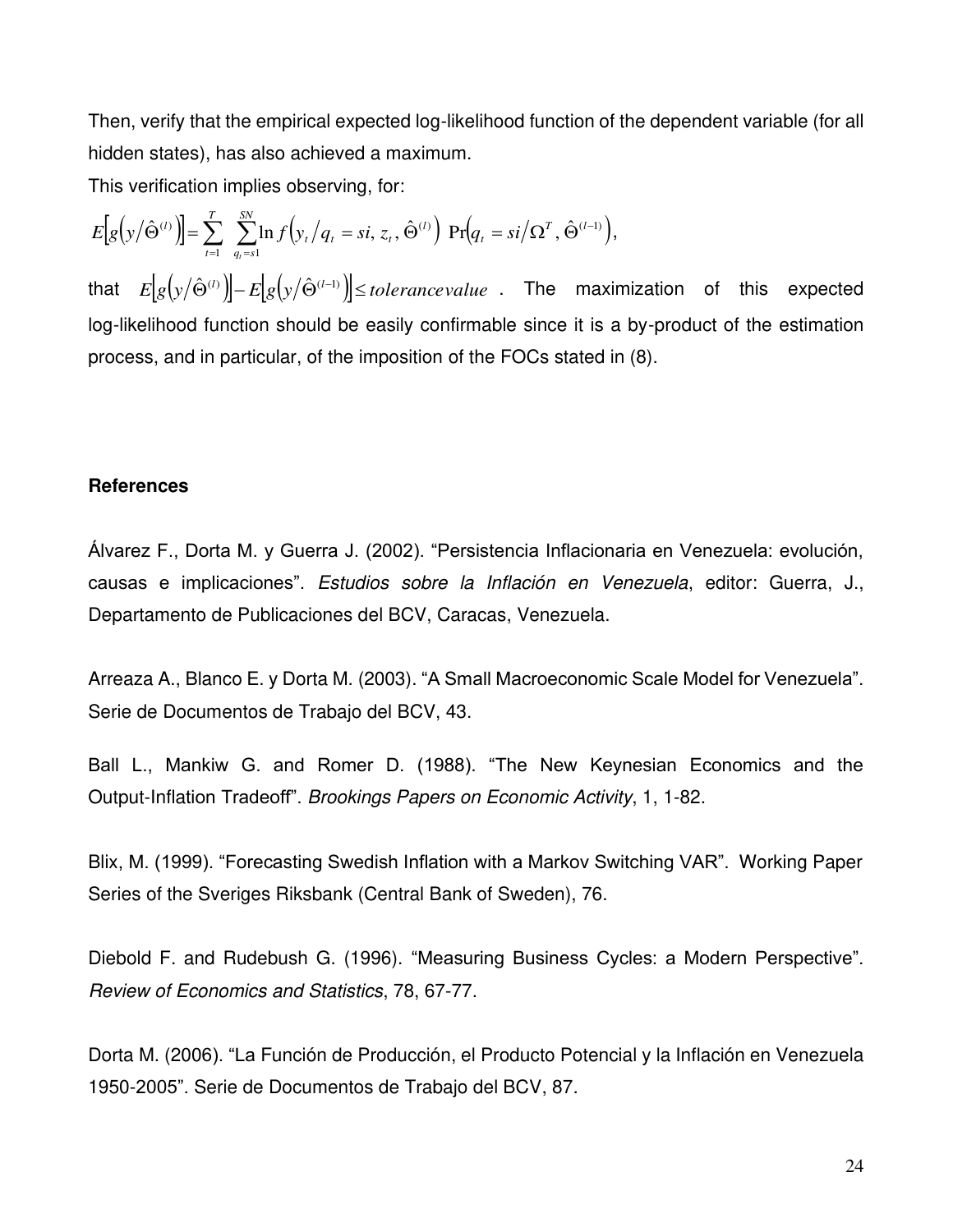Then, verify that the empirical expected log-likelihood function of the dependent variable (for all hidden states), has also achieved a maximum.

This verification implies observing, for:

$$E\left[g\left(y/\hat{\Theta}^{(l)}\right)\right] = \sum_{t=1}^{T} \sum_{q_t = s1}^{SN} \ln f\left(y_t / q_t = si, z_t, \hat{\Theta}^{(l)}\right) \Pr\left(q_t = si / \Omega^T, \hat{\Theta}^{(l-1)}\right),$$

that $E\left[g\left(y/\hat{\Theta}^{(l)}\right)\right] - E\left[g\left(y/\hat{\Theta}^{(l-1)}\right)\right] \leq tolerance value$. The maximization of this expected log-likelihood function should be easily confirmable since it is a by-product of the estimation process, and in particular, of the imposition of the FOCs stated in (8).

**References**

Álvarez F., Dorta M. y Guerra J. (2002). "Persistencia Inflacionaria en Venezuela: evolución, causas e implicaciones". *Estudios sobre la Inflación en Venezuela*, editor: Guerra, J., Departamento de Publicaciones del BCV, Caracas, Venezuela.

Arreaza A., Blanco E. y Dorta M. (2003). "A Small Macroeconomic Scale Model for Venezuela". Serie de Documentos de Trabajo del BCV, 43.

Ball L., Mankiw G. and Romer D. (1988). "The New Keynesian Economics and the Output-Inflation Tradeoff". *Brookings Papers on Economic Activity*, 1, 1-82.

Blix, M. (1999). "Forecasting Swedish Inflation with a Markov Switching VAR". Working Paper Series of the Sveriges Riksbank (Central Bank of Sweden), 76.

Diebold F. and Rudebush G. (1996). "Measuring Business Cycles: a Modern Perspective". *Review of Economics and Statistics*, 78, 67-77.

Dorta M. (2006). "La Función de Producción, el Producto Potencial y la Inflación en Venezuela 1950-2005". Serie de Documentos de Trabajo del BCV, 87.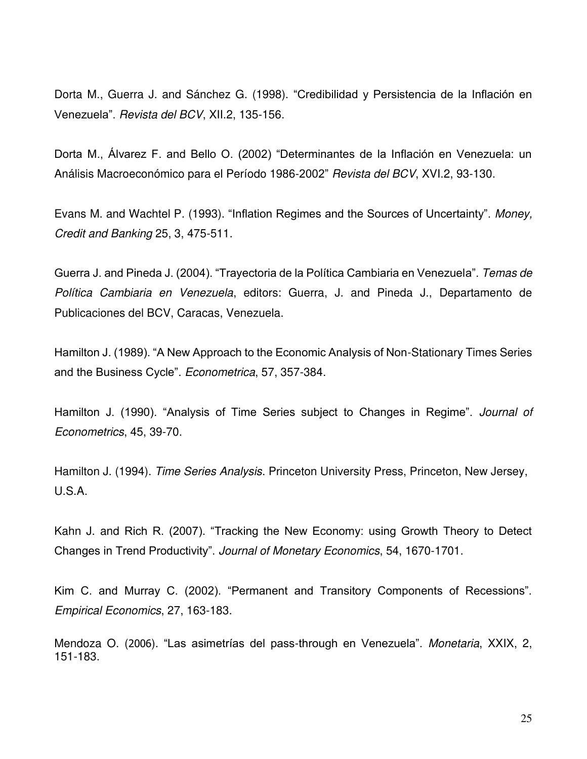Dorta M., Guerra J. and Sánchez G. (1998). “Credibilidad y Persistencia de la Inflación en Venezuela”. *Revista del BCV*, XII.2, 135-156.

Dorta M., Álvarez F. and Bello O. (2002) “Determinantes de la Inflación en Venezuela: un Análisis Macroeconómico para el Período 1986-2002” *Revista del BCV*, XVI.2, 93-130.

Evans M. and Wachtel P. (1993). “Inflation Regimes and the Sources of Uncertainty”. *Money, Credit and Banking* 25, 3, 475-511.

Guerra J. and Pineda J. (2004). “Trayectoria de la Política Cambiaria en Venezuela”. *Temas de Política Cambiaria en Venezuela*, editors: Guerra, J. and Pineda J., Departamento de Publicaciones del BCV, Caracas, Venezuela.

Hamilton J. (1989). “A New Approach to the Economic Analysis of Non-Stationary Times Series and the Business Cycle”. *Econometrica*, 57, 357-384.

Hamilton J. (1990). “Analysis of Time Series subject to Changes in Regime”. *Journal of Econometrics*, 45, 39-70.

Hamilton J. (1994). *Time Series Analysis*. Princeton University Press, Princeton, New Jersey, U.S.A.

Kahn J. and Rich R. (2007). “Tracking the New Economy: using Growth Theory to Detect Changes in Trend Productivity”. *Journal of Monetary Economics*, 54, 1670-1701.

Kim C. and Murray C. (2002). “Permanent and Transitory Components of Recessions”. *Empirical Economics*, 27, 163-183.

Mendoza O. (2006). “Las asimetrías del pass-through en Venezuela”. *Monetaria*, XXIX, 2, 151-183.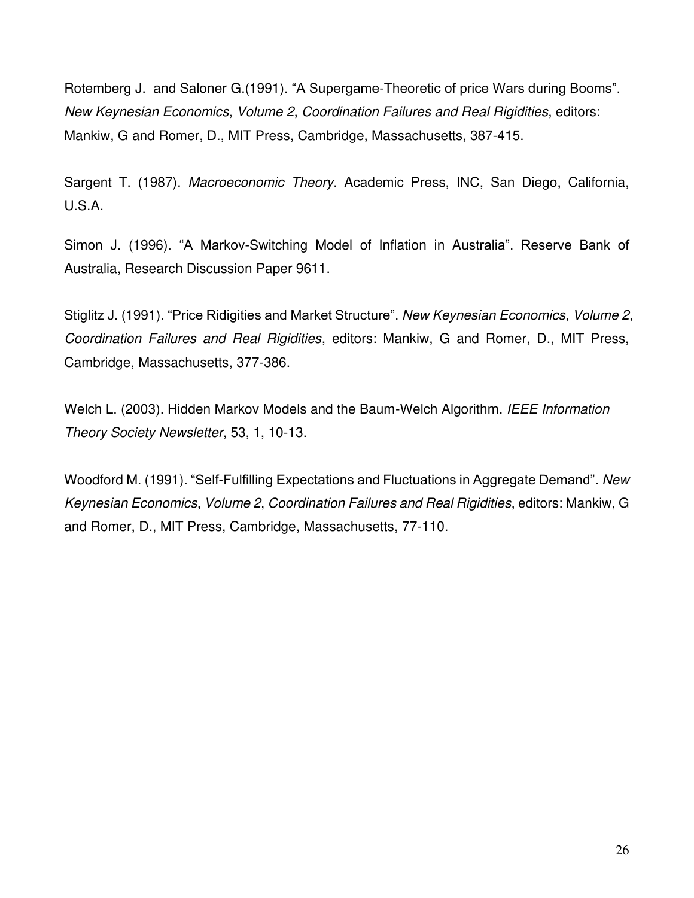Rotemberg J.  and Saloner G.(1991). “A Supergame-Theoretic of price Wars during Booms”. *New Keynesian Economics*, *Volume 2*, *Coordination Failures and Real Rigidities*, editors: Mankiw, G and Romer, D., MIT Press, Cambridge, Massachusetts, 387-415.

Sargent T. (1987). *Macroeconomic Theory*. Academic Press, INC, San Diego, California, U.S.A.

Simon J. (1996). “A Markov-Switching Model of Inflation in Australia”. Reserve Bank of Australia, Research Discussion Paper 9611.

Stiglitz J. (1991). “Price Ridigities and Market Structure”. *New Keynesian Economics*, *Volume 2*, *Coordination Failures and Real Rigidities*, editors: Mankiw, G and Romer, D., MIT Press, Cambridge, Massachusetts, 377-386.

Welch L. (2003). Hidden Markov Models and the Baum-Welch Algorithm. *IEEE Information Theory Society Newsletter*, 53, 1, 10-13.

Woodford M. (1991). “Self-Fulfilling Expectations and Fluctuations in Aggregate Demand”. *New Keynesian Economics*, *Volume 2*, *Coordination Failures and Real Rigidities*, editors: Mankiw, G and Romer, D., MIT Press, Cambridge, Massachusetts, 77-110.